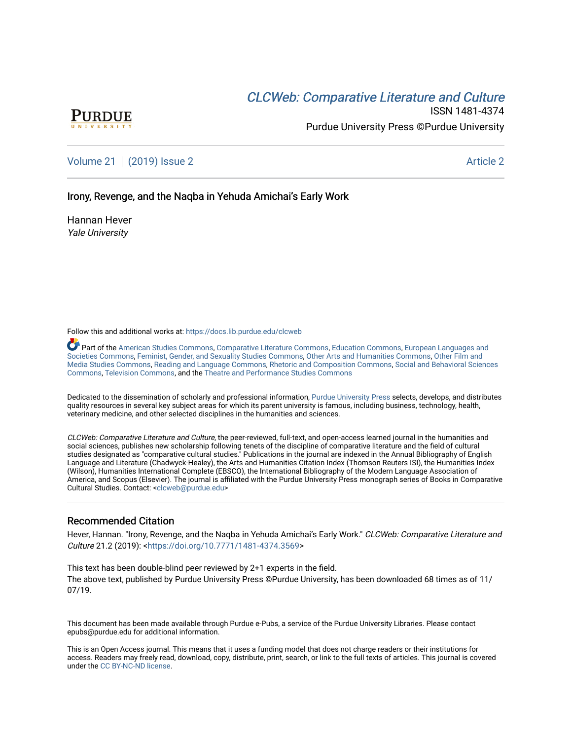PURDUE UNIVERSITY

*CLCWeb: Comparative Literature and Culture*

ISSN 1481-4374

Purdue University Press ©Purdue University

Volume 21 | (2019) Issue 2 Article 2

# Irony, Revenge, and the Naqba in Yehuda Amichai's Early Work

Hannan Hever
*Yale University*

Follow this and additional works at: https://docs.lib.purdue.edu/clcweb

Part of the American Studies Commons, Comparative Literature Commons, Education Commons, European Languages and Societies Commons, Feminist, Gender, and Sexuality Studies Commons, Other Arts and Humanities Commons, Other Film and Media Studies Commons, Reading and Language Commons, Rhetoric and Composition Commons, Social and Behavioral Sciences Commons, Television Commons, and the Theatre and Performance Studies Commons

Dedicated to the dissemination of scholarly and professional information, Purdue University Press selects, develops, and distributes quality resources in several key subject areas for which its parent university is famous, including business, technology, health, veterinary medicine, and other selected disciplines in the humanities and sciences.

*CLCWeb: Comparative Literature and Culture*, the peer-reviewed, full-text, and open-access learned journal in the humanities and social sciences, publishes new scholarship following tenets of the discipline of comparative literature and the field of cultural studies designated as "comparative cultural studies." Publications in the journal are indexed in the Annual Bibliography of English Language and Literature (Chadwyck-Healey), the Arts and Humanities Citation Index (Thomson Reuters ISI), the Humanities Index (Wilson), Humanities International Complete (EBSCO), the International Bibliography of the Modern Language Association of America, and Scopus (Elsevier). The journal is affiliated with the Purdue University Press monograph series of Books in Comparative Cultural Studies. Contact: <clcweb@purdue.edu>

## Recommended Citation

Hever, Hannan. "Irony, Revenge, and the Naqba in Yehuda Amichai's Early Work." *CLCWeb: Comparative Literature and Culture* 21.2 (2019): <https://doi.org/10.7771/1481-4374.3569>

This text has been double-blind peer reviewed by 2+1 experts in the field.
The above text, published by Purdue University Press ©Purdue University, has been downloaded 68 times as of 11/07/19.

This document has been made available through Purdue e-Pubs, a service of the Purdue University Libraries. Please contact epubs@purdue.edu for additional information.

This is an Open Access journal. This means that it uses a funding model that does not charge readers or their institutions for access. Readers may freely read, download, copy, distribute, print, search, or link to the full texts of articles. This journal is covered under the CC BY-NC-ND license.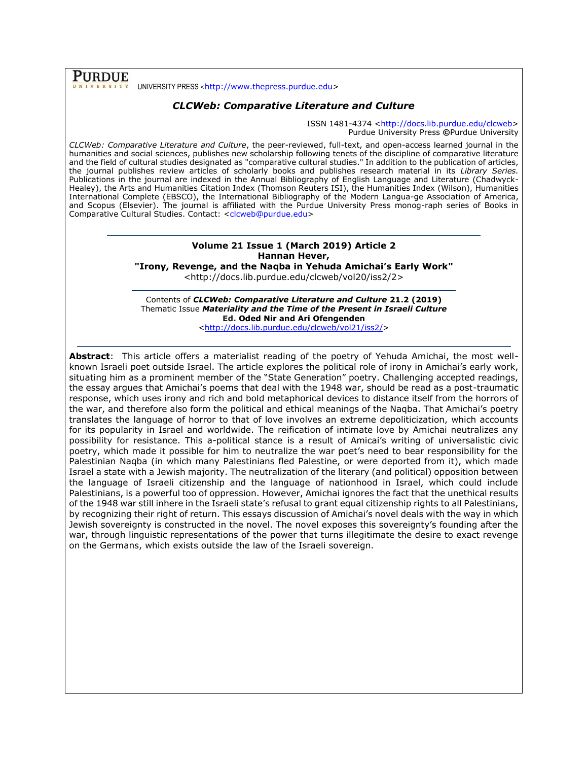**PURDUE** UNIVERSITY PRESS <http://www.thepress.purdue.edu>

***CLCWeb: Comparative Literature and Culture***

ISSN 1481-4374 <http://docs.lib.purdue.edu/clcweb>
Purdue University Press ©Purdue University

*CLCWeb: Comparative Literature and Culture*, the peer-reviewed, full-text, and open-access learned journal in the humanities and social sciences, publishes new scholarship following tenets of the discipline of comparative literature and the field of cultural studies designated as "comparative cultural studies." In addition to the publication of articles, the journal publishes review articles of scholarly books and publishes research material in its *Library Series.* Publications in the journal are indexed in the Annual Bibliography of English Language and Literature (Chadwyck-Healey), the Arts and Humanities Citation Index (Thomson Reuters ISI), the Humanities Index (Wilson), Humanities International Complete (EBSCO), the International Bibliography of the Modern Langua-ge Association of America, and Scopus (Elsevier). The journal is affiliated with the Purdue University Press monog-raph series of Books in Comparative Cultural Studies. Contact: <clcweb@purdue.edu>

---

**Volume 21 Issue 1 (March 2019) Article 2**
**Hannan Hever,**
**"Irony, Revenge, and the Naqba in Yehuda Amichai's Early Work"**
<http://docs.lib.purdue.edu/clcweb/vol20/iss2/2>

---

Contents of ***CLCWeb: Comparative Literature and Culture* 21.2 (2019)**
Thematic Issue ***Materiality and the Time of the Present in Israeli Culture***
**Ed. Oded Nir and Ari Ofengenden**
<http://docs.lib.purdue.edu/clcweb/vol21/iss2/>

---

**Abstract**: This article offers a materialist reading of the poetry of Yehuda Amichai, the most well-known Israeli poet outside Israel. The article explores the political role of irony in Amichai's early work, situating him as a prominent member of the "State Generation" poetry. Challenging accepted readings, the essay argues that Amichai's poems that deal with the 1948 war, should be read as a post-traumatic response, which uses irony and rich and bold metaphorical devices to distance itself from the horrors of the war, and therefore also form the political and ethical meanings of the Naqba. That Amichai's poetry translates the language of horror to that of love involves an extreme depoliticization, which accounts for its popularity in Israel and worldwide. The reification of intimate love by Amichai neutralizes any possibility for resistance. This a-political stance is a result of Amicai's writing of universalistic civic poetry, which made it possible for him to neutralize the war poet's need to bear responsibility for the Palestinian Naqba (in which many Palestinians fled Palestine, or were deported from it), which made Israel a state with a Jewish majority. The neutralization of the literary (and political) opposition between the language of Israeli citizenship and the language of nationhood in Israel, which could include Palestinians, is a powerful too of oppression. However, Amichai ignores the fact that the unethical results of the 1948 war still inhere in the Israeli state's refusal to grant equal citizenship rights to all Palestinians, by recognizing their right of return. This essays discussion of Amichai's novel deals with the way in which Jewish sovereignty is constructed in the novel. The novel exposes this sovereignty's founding after the war, through linguistic representations of the power that turns illegitimate the desire to exact revenge on the Germans, which exists outside the law of the Israeli sovereign.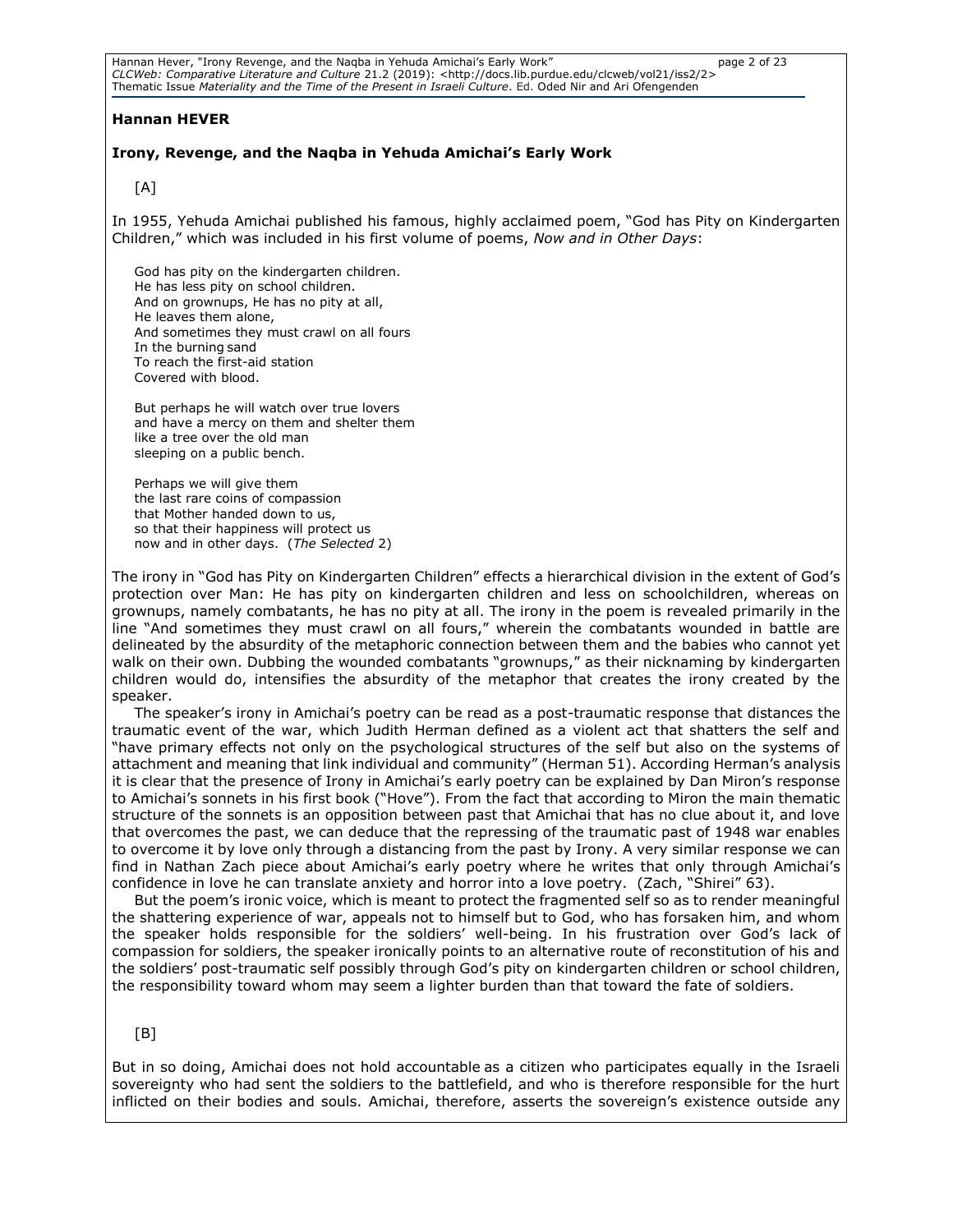**Hannan HEVER**

**Irony, Revenge, and the Naqba in Yehuda Amichai's Early Work**

[A]

In 1955, Yehuda Amichai published his famous, highly acclaimed poem, "God has Pity on Kindergarten Children," which was included in his first volume of poems, *Now and in Other Days*:

> God has pity on the kindergarten children.
> He has less pity on school children.
> And on grownups, He has no pity at all,
> He leaves them alone,
> And sometimes they must crawl on all fours
> In the burning sand
> To reach the first-aid station
> Covered with blood.
>
> But perhaps he will watch over true lovers
> and have a mercy on them and shelter them
> like a tree over the old man
> sleeping on a public bench.
>
> Perhaps we will give them
> the last rare coins of compassion
> that Mother handed down to us,
> so that their happiness will protect us
> now and in other days. (*The Selected* 2)

The irony in "God has Pity on Kindergarten Children" effects a hierarchical division in the extent of God's protection over Man: He has pity on kindergarten children and less on schoolchildren, whereas on grownups, namely combatants, he has no pity at all. The irony in the poem is revealed primarily in the line "And sometimes they must crawl on all fours," wherein the combatants wounded in battle are delineated by the absurdity of the metaphoric connection between them and the babies who cannot yet walk on their own. Dubbing the wounded combatants "grownups," as their nicknaming by kindergarten children would do, intensifies the absurdity of the metaphor that creates the irony created by the speaker.

The speaker's irony in Amichai's poetry can be read as a post-traumatic response that distances the traumatic event of the war, which Judith Herman defined as a violent act that shatters the self and "have primary effects not only on the psychological structures of the self but also on the systems of attachment and meaning that link individual and community" (Herman 51). According Herman's analysis it is clear that the presence of Irony in Amichai's early poetry can be explained by Dan Miron's response to Amichai's sonnets in his first book ("Hove"). From the fact that according to Miron the main thematic structure of the sonnets is an opposition between past that Amichai that has no clue about it, and love that overcomes the past, we can deduce that the repressing of the traumatic past of 1948 war enables to overcome it by love only through a distancing from the past by Irony. A very similar response we can find in Nathan Zach piece about Amichai's early poetry where he writes that only through Amichai's confidence in love he can translate anxiety and horror into a love poetry. (Zach, "Shirei" 63).

But the poem's ironic voice, which is meant to protect the fragmented self so as to render meaningful the shattering experience of war, appeals not to himself but to God, who has forsaken him, and whom the speaker holds responsible for the soldiers' well-being. In his frustration over God's lack of compassion for soldiers, the speaker ironically points to an alternative route of reconstitution of his and the soldiers' post-traumatic self possibly through God's pity on kindergarten children or school children, the responsibility toward whom may seem a lighter burden than that toward the fate of soldiers.

[B]

But in so doing, Amichai does not hold accountable as a citizen who participates equally in the Israeli sovereignty who had sent the soldiers to the battlefield, and who is therefore responsible for the hurt inflicted on their bodies and souls. Amichai, therefore, asserts the sovereign's existence outside any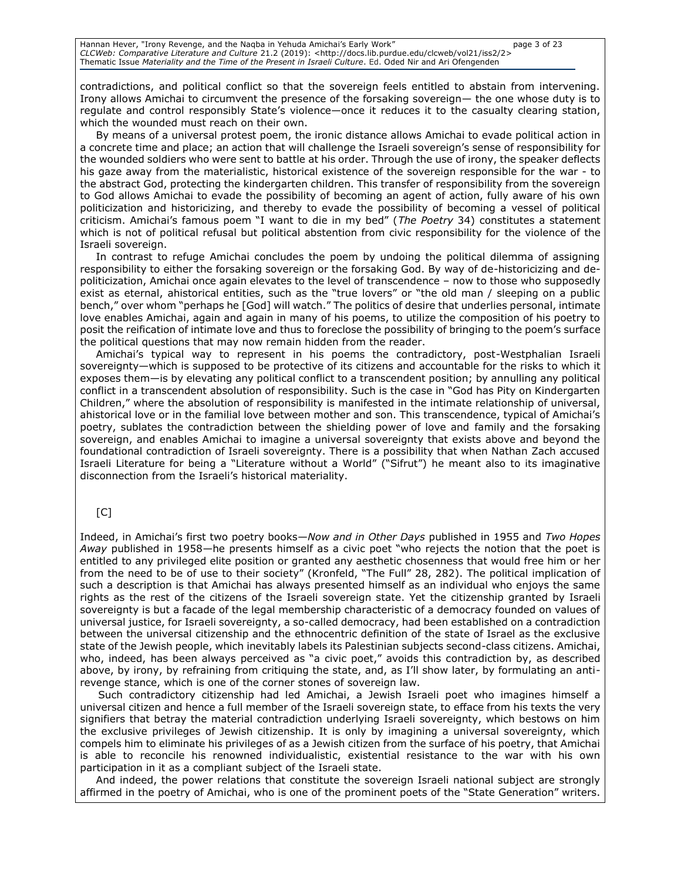contradictions, and political conflict so that the sovereign feels entitled to abstain from intervening. Irony allows Amichai to circumvent the presence of the forsaking sovereign— the one whose duty is to regulate and control responsibly State's violence—once it reduces it to the casualty clearing station, which the wounded must reach on their own.

By means of a universal protest poem, the ironic distance allows Amichai to evade political action in a concrete time and place; an action that will challenge the Israeli sovereign's sense of responsibility for the wounded soldiers who were sent to battle at his order. Through the use of irony, the speaker deflects his gaze away from the materialistic, historical existence of the sovereign responsible for the war - to the abstract God, protecting the kindergarten children. This transfer of responsibility from the sovereign to God allows Amichai to evade the possibility of becoming an agent of action, fully aware of his own politicization and historicizing, and thereby to evade the possibility of becoming a vessel of political criticism. Amichai's famous poem "I want to die in my bed" (*The Poetry* 34) constitutes a statement which is not of political refusal but political abstention from civic responsibility for the violence of the Israeli sovereign.

In contrast to refuge Amichai concludes the poem by undoing the political dilemma of assigning responsibility to either the forsaking sovereign or the forsaking God. By way of de-historicizing and de-politicization, Amichai once again elevates to the level of transcendence – now to those who supposedly exist as eternal, ahistorical entities, such as the "true lovers" or "the old man / sleeping on a public bench," over whom "perhaps he [God] will watch." The politics of desire that underlies personal, intimate love enables Amichai, again and again in many of his poems, to utilize the composition of his poetry to posit the reification of intimate love and thus to foreclose the possibility of bringing to the poem's surface the political questions that may now remain hidden from the reader.

Amichai's typical way to represent in his poems the contradictory, post-Westphalian Israeli sovereignty—which is supposed to be protective of its citizens and accountable for the risks to which it exposes them—is by elevating any political conflict to a transcendent position; by annulling any political conflict in a transcendent absolution of responsibility. Such is the case in "God has Pity on Kindergarten Children," where the absolution of responsibility is manifested in the intimate relationship of universal, ahistorical love or in the familial love between mother and son. This transcendence, typical of Amichai's poetry, sublates the contradiction between the shielding power of love and family and the forsaking sovereign, and enables Amichai to imagine a universal sovereignty that exists above and beyond the foundational contradiction of Israeli sovereignty. There is a possibility that when Nathan Zach accused Israeli Literature for being a "Literature without a World" ("Sifrut") he meant also to its imaginative disconnection from the Israeli's historical materiality.

[C]

Indeed, in Amichai's first two poetry books—*Now and in Other Days* published in 1955 and *Two Hopes Away* published in 1958—he presents himself as a civic poet "who rejects the notion that the poet is entitled to any privileged elite position or granted any aesthetic chosenness that would free him or her from the need to be of use to their society" (Kronfeld, "The Full" 28, 282). The political implication of such a description is that Amichai has always presented himself as an individual who enjoys the same rights as the rest of the citizens of the Israeli sovereign state. Yet the citizenship granted by Israeli sovereignty is but a facade of the legal membership characteristic of a democracy founded on values of universal justice, for Israeli sovereignty, a so-called democracy, had been established on a contradiction between the universal citizenship and the ethnocentric definition of the state of Israel as the exclusive state of the Jewish people, which inevitably labels its Palestinian subjects second-class citizens. Amichai, who, indeed, has been always perceived as "a civic poet," avoids this contradiction by, as described above, by irony, by refraining from critiquing the state, and, as I'll show later, by formulating an anti-revenge stance, which is one of the corner stones of sovereign law.

Such contradictory citizenship had led Amichai, a Jewish Israeli poet who imagines himself a universal citizen and hence a full member of the Israeli sovereign state, to efface from his texts the very signifiers that betray the material contradiction underlying Israeli sovereignty, which bestows on him the exclusive privileges of Jewish citizenship. It is only by imagining a universal sovereignty, which compels him to eliminate his privileges of as a Jewish citizen from the surface of his poetry, that Amichai is able to reconcile his renowned individualistic, existential resistance to the war with his own participation in it as a compliant subject of the Israeli state.

And indeed, the power relations that constitute the sovereign Israeli national subject are strongly affirmed in the poetry of Amichai, who is one of the prominent poets of the "State Generation" writers.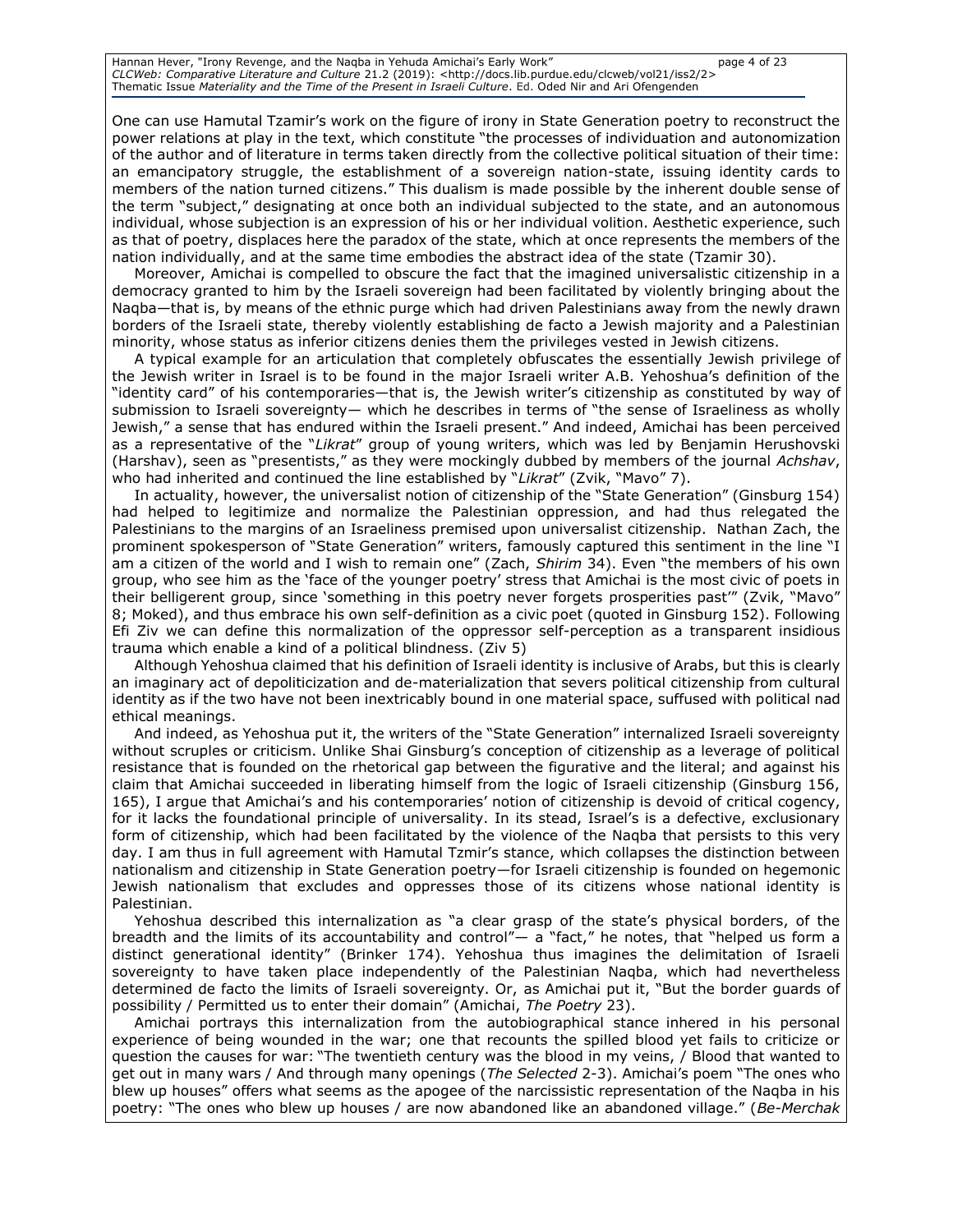One can use Hamutal Tzamir's work on the figure of irony in State Generation poetry to reconstruct the power relations at play in the text, which constitute "the processes of individuation and autonomization of the author and of literature in terms taken directly from the collective political situation of their time: an emancipatory struggle, the establishment of a sovereign nation-state, issuing identity cards to members of the nation turned citizens." This dualism is made possible by the inherent double sense of the term "subject," designating at once both an individual subjected to the state, and an autonomous individual, whose subjection is an expression of his or her individual volition. Aesthetic experience, such as that of poetry, displaces here the paradox of the state, which at once represents the members of the nation individually, and at the same time embodies the abstract idea of the state (Tzamir 30).

Moreover, Amichai is compelled to obscure the fact that the imagined universalistic citizenship in a democracy granted to him by the Israeli sovereign had been facilitated by violently bringing about the Naqba—that is, by means of the ethnic purge which had driven Palestinians away from the newly drawn borders of the Israeli state, thereby violently establishing de facto a Jewish majority and a Palestinian minority, whose status as inferior citizens denies them the privileges vested in Jewish citizens.

A typical example for an articulation that completely obfuscates the essentially Jewish privilege of the Jewish writer in Israel is to be found in the major Israeli writer A.B. Yehoshua's definition of the "identity card" of his contemporaries—that is, the Jewish writer's citizenship as constituted by way of submission to Israeli sovereignty— which he describes in terms of "the sense of Israeliness as wholly Jewish," a sense that has endured within the Israeli present." And indeed, Amichai has been perceived as a representative of the "*Likrat*" group of young writers, which was led by Benjamin Herushovski (Harshav), seen as "presentists," as they were mockingly dubbed by members of the journal *Achshav*, who had inherited and continued the line established by "*Likrat*" (Zvik, "Mavo" 7).

In actuality, however, the universalist notion of citizenship of the "State Generation" (Ginsburg 154) had helped to legitimize and normalize the Palestinian oppression, and had thus relegated the Palestinians to the margins of an Israeliness premised upon universalist citizenship. Nathan Zach, the prominent spokesperson of "State Generation" writers, famously captured this sentiment in the line "I am a citizen of the world and I wish to remain one" (Zach, *Shirim* 34). Even "the members of his own group, who see him as the 'face of the younger poetry' stress that Amichai is the most civic of poets in their belligerent group, since 'something in this poetry never forgets prosperities past'" (Zvik, "Mavo" 8; Moked), and thus embrace his own self-definition as a civic poet (quoted in Ginsburg 152). Following Efi Ziv we can define this normalization of the oppressor self-perception as a transparent insidious trauma which enable a kind of a political blindness. (Ziv 5)

Although Yehoshua claimed that his definition of Israeli identity is inclusive of Arabs, but this is clearly an imaginary act of depoliticization and de-materialization that severs political citizenship from cultural identity as if the two have not been inextricably bound in one material space, suffused with political nad ethical meanings.

And indeed, as Yehoshua put it, the writers of the "State Generation" internalized Israeli sovereignty without scruples or criticism. Unlike Shai Ginsburg's conception of citizenship as a leverage of political resistance that is founded on the rhetorical gap between the figurative and the literal; and against his claim that Amichai succeeded in liberating himself from the logic of Israeli citizenship (Ginsburg 156, 165), I argue that Amichai's and his contemporaries' notion of citizenship is devoid of critical cogency, for it lacks the foundational principle of universality. In its stead, Israel's is a defective, exclusionary form of citizenship, which had been facilitated by the violence of the Naqba that persists to this very day. I am thus in full agreement with Hamutal Tzmir's stance, which collapses the distinction between nationalism and citizenship in State Generation poetry—for Israeli citizenship is founded on hegemonic Jewish nationalism that excludes and oppresses those of its citizens whose national identity is Palestinian.

Yehoshua described this internalization as "a clear grasp of the state's physical borders, of the breadth and the limits of its accountability and control"— a "fact," he notes, that "helped us form a distinct generational identity" (Brinker 174). Yehoshua thus imagines the delimitation of Israeli sovereignty to have taken place independently of the Palestinian Naqba, which had nevertheless determined de facto the limits of Israeli sovereignty. Or, as Amichai put it, "But the border guards of possibility / Permitted us to enter their domain" (Amichai, *The Poetry* 23).

Amichai portrays this internalization from the autobiographical stance inhered in his personal experience of being wounded in the war; one that recounts the spilled blood yet fails to criticize or question the causes for war: "The twentieth century was the blood in my veins, / Blood that wanted to get out in many wars / And through many openings (*The Selected* 2-3). Amichai's poem "The ones who blew up houses" offers what seems as the apogee of the narcissistic representation of the Naqba in his poetry: "The ones who blew up houses / are now abandoned like an abandoned village." (*Be-Merchak*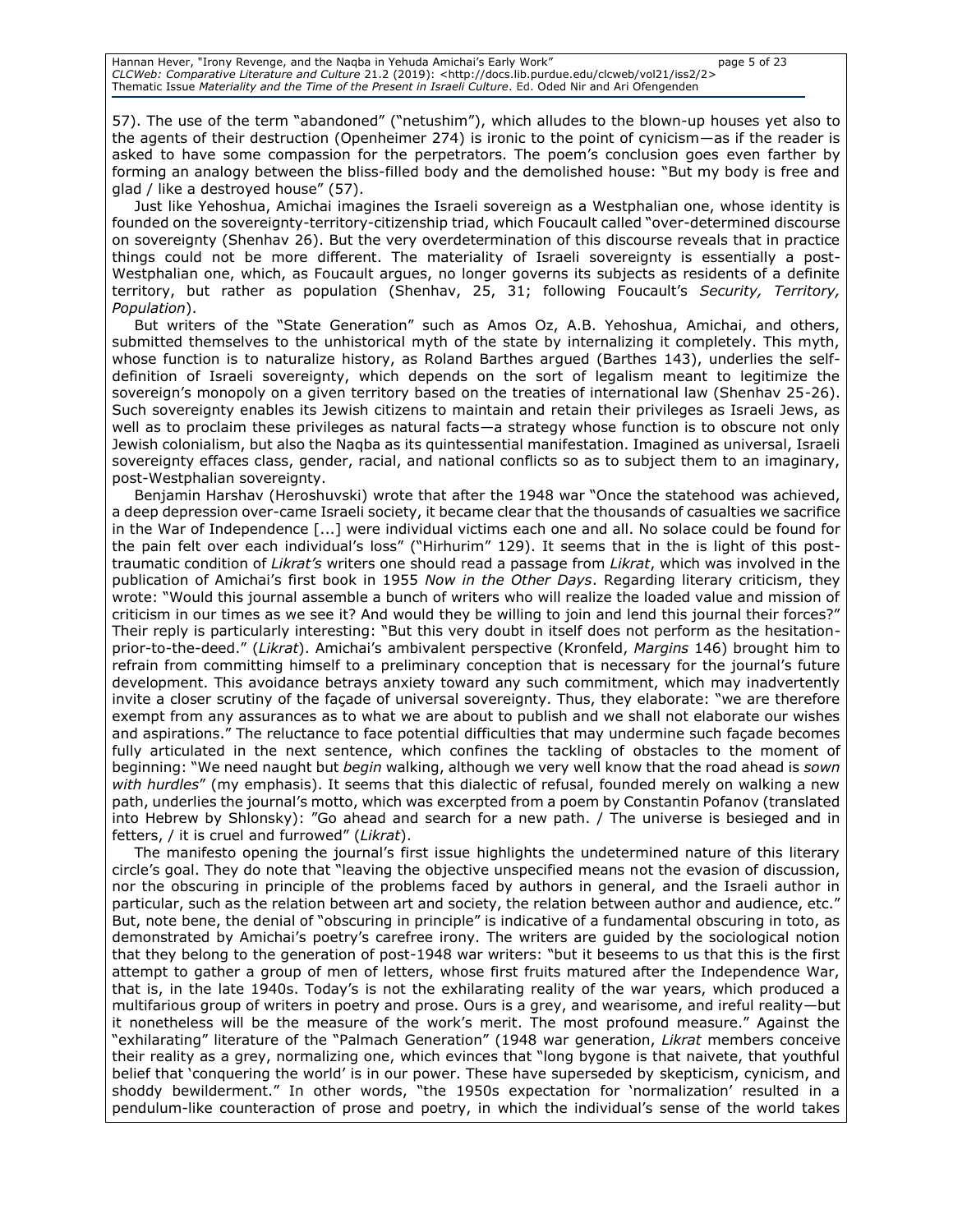57). The use of the term "abandoned" ("netushim"), which alludes to the blown-up houses yet also to the agents of their destruction (Openheimer 274) is ironic to the point of cynicism—as if the reader is asked to have some compassion for the perpetrators. The poem's conclusion goes even farther by forming an analogy between the bliss-filled body and the demolished house: "But my body is free and glad / like a destroyed house" (57).

Just like Yehoshua, Amichai imagines the Israeli sovereign as a Westphalian one, whose identity is founded on the sovereignty-territory-citizenship triad, which Foucault called "over-determined discourse on sovereignty (Shenhav 26). But the very overdetermination of this discourse reveals that in practice things could not be more different. The materiality of Israeli sovereignty is essentially a post-Westphalian one, which, as Foucault argues, no longer governs its subjects as residents of a definite territory, but rather as population (Shenhav, 25, 31; following Foucault's *Security, Territory, Population*).

But writers of the "State Generation" such as Amos Oz, A.B. Yehoshua, Amichai, and others, submitted themselves to the unhistorical myth of the state by internalizing it completely. This myth, whose function is to naturalize history, as Roland Barthes argued (Barthes 143), underlies the self-definition of Israeli sovereignty, which depends on the sort of legalism meant to legitimize the sovereign's monopoly on a given territory based on the treaties of international law (Shenhav 25-26). Such sovereignty enables its Jewish citizens to maintain and retain their privileges as Israeli Jews, as well as to proclaim these privileges as natural facts—a strategy whose function is to obscure not only Jewish colonialism, but also the Naqba as its quintessential manifestation. Imagined as universal, Israeli sovereignty effaces class, gender, racial, and national conflicts so as to subject them to an imaginary, post-Westphalian sovereignty.

Benjamin Harshav (Heroshuvski) wrote that after the 1948 war "Once the statehood was achieved, a deep depression over-came Israeli society, it became clear that the thousands of casualties we sacrifice in the War of Independence [...] were individual victims each one and all. No solace could be found for the pain felt over each individual's loss" ("Hirhurim" 129). It seems that in the is light of this post-traumatic condition of *Likrat's* writers one should read a passage from *Likrat*, which was involved in the publication of Amichai's first book in 1955 *Now in the Other Days*. Regarding literary criticism, they wrote: "Would this journal assemble a bunch of writers who will realize the loaded value and mission of criticism in our times as we see it? And would they be willing to join and lend this journal their forces?" Their reply is particularly interesting: "But this very doubt in itself does not perform as the hesitation-prior-to-the-deed." (*Likrat*). Amichai's ambivalent perspective (Kronfeld, *Margins* 146) brought him to refrain from committing himself to a preliminary conception that is necessary for the journal's future development. This avoidance betrays anxiety toward any such commitment, which may inadvertently invite a closer scrutiny of the façade of universal sovereignty. Thus, they elaborate: "we are therefore exempt from any assurances as to what we are about to publish and we shall not elaborate our wishes and aspirations." The reluctance to face potential difficulties that may undermine such façade becomes fully articulated in the next sentence, which confines the tackling of obstacles to the moment of beginning: "We need naught but *begin* walking, although we very well know that the road ahead is *sown with hurdles*" (my emphasis). It seems that this dialectic of refusal, founded merely on walking a new path, underlies the journal's motto, which was excerpted from a poem by Constantin Pofanov (translated into Hebrew by Shlonsky): "Go ahead and search for a new path. / The universe is besieged and in fetters, / it is cruel and furrowed" (*Likrat*).

The manifesto opening the journal's first issue highlights the undetermined nature of this literary circle's goal. They do note that "leaving the objective unspecified means not the evasion of discussion, nor the obscuring in principle of the problems faced by authors in general, and the Israeli author in particular, such as the relation between art and society, the relation between author and audience, etc." But, note bene, the denial of "obscuring in principle" is indicative of a fundamental obscuring in toto, as demonstrated by Amichai's poetry's carefree irony. The writers are guided by the sociological notion that they belong to the generation of post-1948 war writers: "but it beseems to us that this is the first attempt to gather a group of men of letters, whose first fruits matured after the Independence War, that is, in the late 1940s. Today's is not the exhilarating reality of the war years, which produced a multifarious group of writers in poetry and prose. Ours is a grey, and wearisome, and ireful reality—but it nonetheless will be the measure of the work's merit. The most profound measure." Against the "exhilarating" literature of the "Palmach Generation" (1948 war generation, *Likrat* members conceive their reality as a grey, normalizing one, which evinces that "long bygone is that naivete, that youthful belief that 'conquering the world' is in our power. These have superseded by skepticism, cynicism, and shoddy bewilderment." In other words, "the 1950s expectation for 'normalization' resulted in a pendulum-like counteraction of prose and poetry, in which the individual's sense of the world takes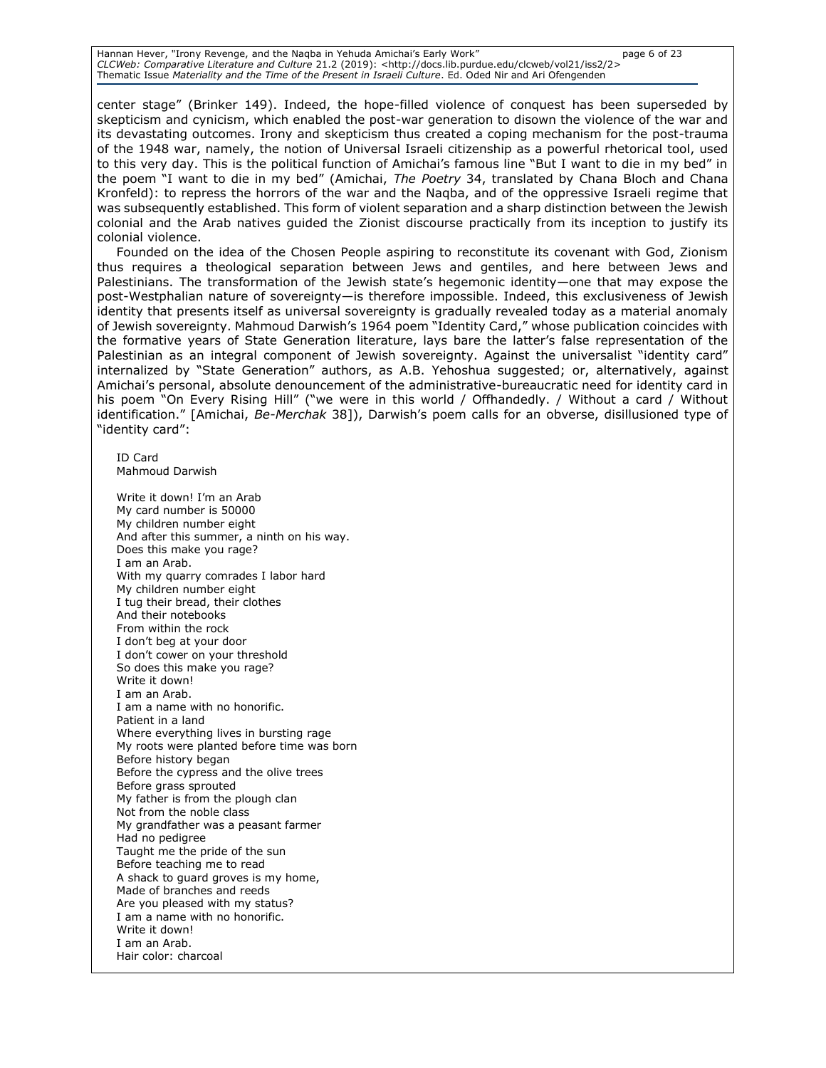center stage" (Brinker 149). Indeed, the hope-filled violence of conquest has been superseded by skepticism and cynicism, which enabled the post-war generation to disown the violence of the war and its devastating outcomes. Irony and skepticism thus created a coping mechanism for the post-trauma of the 1948 war, namely, the notion of Universal Israeli citizenship as a powerful rhetorical tool, used to this very day. This is the political function of Amichai's famous line "But I want to die in my bed" in the poem "I want to die in my bed" (Amichai, *The Poetry* 34, translated by Chana Bloch and Chana Kronfeld): to repress the horrors of the war and the Naqba, and of the oppressive Israeli regime that was subsequently established. This form of violent separation and a sharp distinction between the Jewish colonial and the Arab natives guided the Zionist discourse practically from its inception to justify its colonial violence.

Founded on the idea of the Chosen People aspiring to reconstitute its covenant with God, Zionism thus requires a theological separation between Jews and gentiles, and here between Jews and Palestinians. The transformation of the Jewish state's hegemonic identity—one that may expose the post-Westphalian nature of sovereignty—is therefore impossible. Indeed, this exclusiveness of Jewish identity that presents itself as universal sovereignty is gradually revealed today as a material anomaly of Jewish sovereignty. Mahmoud Darwish's 1964 poem "Identity Card," whose publication coincides with the formative years of State Generation literature, lays bare the latter's false representation of the Palestinian as an integral component of Jewish sovereignty. Against the universalist "identity card" internalized by "State Generation" authors, as A.B. Yehoshua suggested; or, alternatively, against Amichai's personal, absolute denouncement of the administrative-bureaucratic need for identity card in his poem "On Every Rising Hill" ("we were in this world / Offhandedly. / Without a card / Without identification." [Amichai, *Be-Merchak* 38]), Darwish's poem calls for an obverse, disillusioned type of "identity card":

ID Card  
Mahmoud Darwish

Write it down! I'm an Arab  
My card number is 50000  
My children number eight  
And after this summer, a ninth on his way.  
Does this make you rage?  
I am an Arab.  
With my quarry comrades I labor hard  
My children number eight  
I tug their bread, their clothes  
And their notebooks  
From within the rock  
I don't beg at your door  
I don't cower on your threshold  
So does this make you rage?  
Write it down!  
I am an Arab.  
I am a name with no honorific.  
Patient in a land  
Where everything lives in bursting rage  
My roots were planted before time was born  
Before history began  
Before the cypress and the olive trees  
Before grass sprouted  
My father is from the plough clan  
Not from the noble class  
My grandfather was a peasant farmer  
Had no pedigree  
Taught me the pride of the sun  
Before teaching me to read  
A shack to guard groves is my home,  
Made of branches and reeds  
Are you pleased with my status?  
I am a name with no honorific.  
Write it down!  
I am an Arab.  
Hair color: charcoal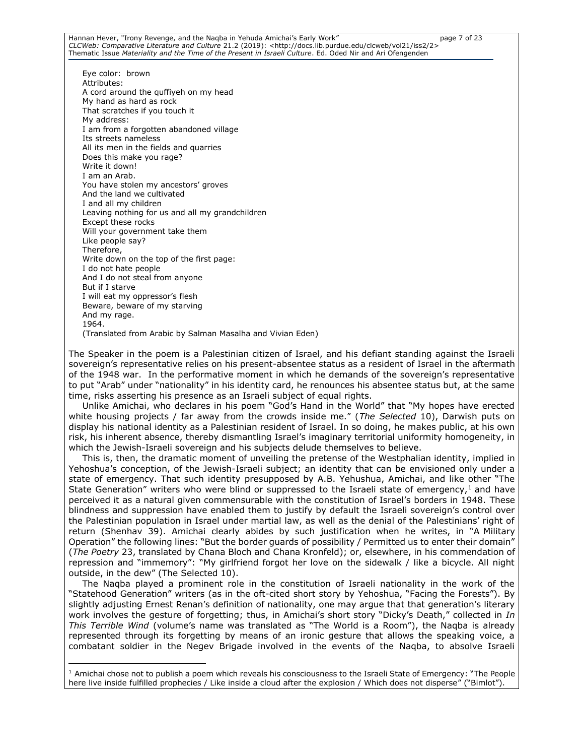Eye color: brown  
Attributes:  
A cord around the quffiyeh on my head  
My hand as hard as rock  
That scratches if you touch it  
My address:  
I am from a forgotten abandoned village  
Its streets nameless  
All its men in the fields and quarries  
Does this make you rage?  
Write it down!  
I am an Arab.  
You have stolen my ancestors' groves  
And the land we cultivated  
I and all my children  
Leaving nothing for us and all my grandchildren  
Except these rocks  
Will your government take them  
Like people say?  
Therefore,  
Write down on the top of the first page:  
I do not hate people  
And I do not steal from anyone  
But if I starve  
I will eat my oppressor's flesh  
Beware, beware of my starving  
And my rage.  
1964.  
(Translated from Arabic by Salman Masalha and Vivian Eden)

The Speaker in the poem is a Palestinian citizen of Israel, and his defiant standing against the Israeli sovereign's representative relies on his present-absentee status as a resident of Israel in the aftermath of the 1948 war. In the performative moment in which he demands of the sovereign's representative to put "Arab" under "nationality" in his identity card, he renounces his absentee status but, at the same time, risks asserting his presence as an Israeli subject of equal rights.

Unlike Amichai, who declares in his poem "God's Hand in the World" that "My hopes have erected white housing projects / far away from the crowds inside me." (*The Selected* 10), Darwish puts on display his national identity as a Palestinian resident of Israel. In so doing, he makes public, at his own risk, his inherent absence, thereby dismantling Israel's imaginary territorial uniformity homogeneity, in which the Jewish-Israeli sovereign and his subjects delude themselves to believe.

This is, then, the dramatic moment of unveiling the pretense of the Westphalian identity, implied in Yehoshua's conception, of the Jewish-Israeli subject; an identity that can be envisioned only under a state of emergency. That such identity presupposed by A.B. Yehushua, Amichai, and like other "The State Generation" writers who were blind or suppressed to the Israeli state of emergency,[1] and have perceived it as a natural given commensurable with the constitution of Israel's borders in 1948. These blindness and suppression have enabled them to justify by default the Israeli sovereign's control over the Palestinian population in Israel under martial law, as well as the denial of the Palestinians' right of return (Shenhav 39). Amichai clearly abides by such justification when he writes, in "A Military Operation" the following lines: "But the border guards of possibility / Permitted us to enter their domain" (*The Poetry* 23, translated by Chana Bloch and Chana Kronfeld); or, elsewhere, in his commendation of repression and "immemory": "My girlfriend forgot her love on the sidewalk / like a bicycle. All night outside, in the dew" (The Selected 10).

The Naqba played a prominent role in the constitution of Israeli nationality in the work of the "Statehood Generation" writers (as in the oft-cited short story by Yehoshua, "Facing the Forests"). By slightly adjusting Ernest Renan's definition of nationality, one may argue that that generation's literary work involves the gesture of forgetting; thus, in Amichai's short story "Dicky's Death," collected in *In This Terrible Wind* (volume's name was translated as "The World is a Room"), the Naqba is already represented through its forgetting by means of an ironic gesture that allows the speaking voice, a combatant soldier in the Negev Brigade involved in the events of the Naqba, to absolve Israeli

---

[1] Amichai chose not to publish a poem which reveals his consciousness to the Israeli State of Emergency: "The People here live inside fulfilled prophecies / Like inside a cloud after the explosion / Which does not disperse" ("Bimlot").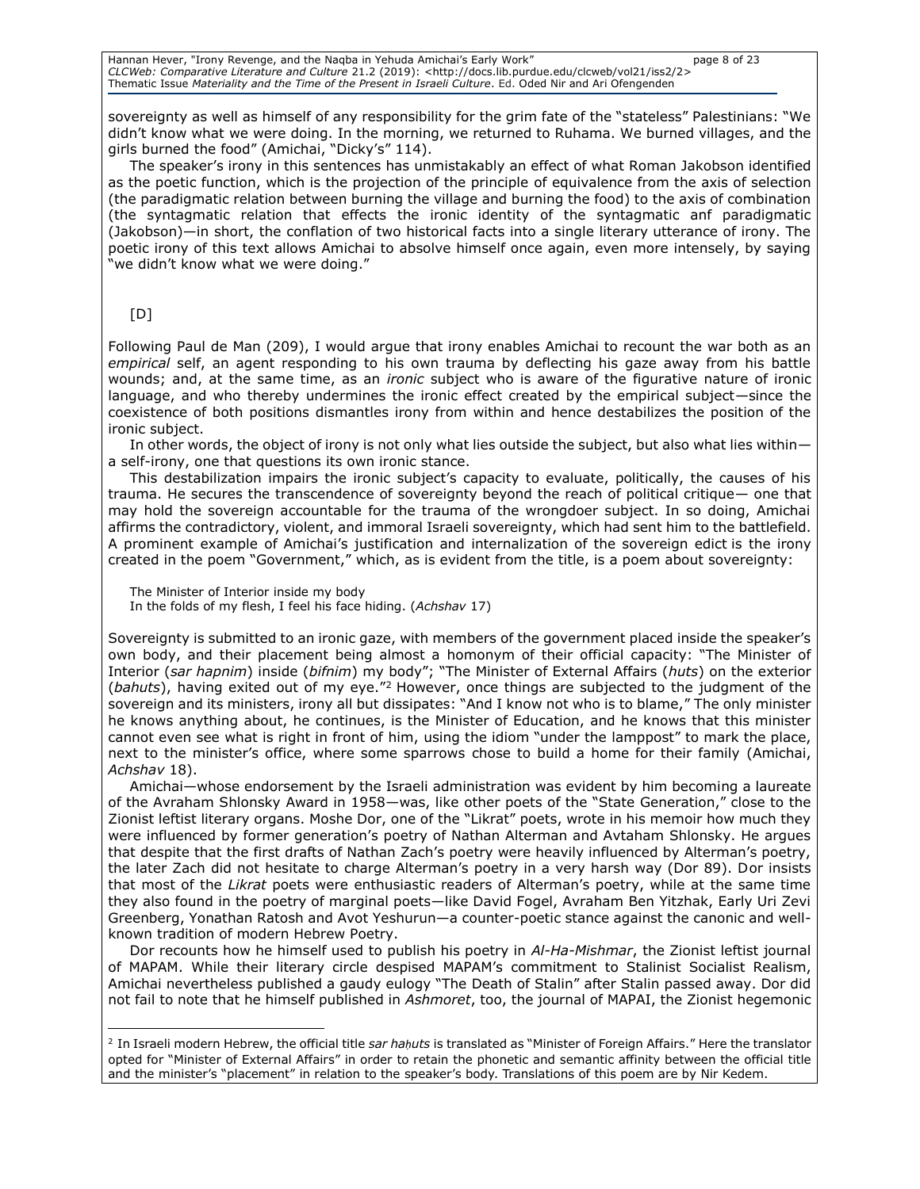sovereignty as well as himself of any responsibility for the grim fate of the "stateless" Palestinians: "We didn't know what we were doing. In the morning, we returned to Ruhama. We burned villages, and the girls burned the food" (Amichai, "Dicky's" 114).

The speaker's irony in this sentences has unmistakably an effect of what Roman Jakobson identified as the poetic function, which is the projection of the principle of equivalence from the axis of selection (the paradigmatic relation between burning the village and burning the food) to the axis of combination (the syntagmatic relation that effects the ironic identity of the syntagmatic anf paradigmatic (Jakobson)—in short, the conflation of two historical facts into a single literary utterance of irony. The poetic irony of this text allows Amichai to absolve himself once again, even more intensely, by saying "we didn't know what we were doing."

[D]

Following Paul de Man (209), I would argue that irony enables Amichai to recount the war both as an *empirical* self, an agent responding to his own trauma by deflecting his gaze away from his battle wounds; and, at the same time, as an *ironic* subject who is aware of the figurative nature of ironic language, and who thereby undermines the ironic effect created by the empirical subject—since the coexistence of both positions dismantles irony from within and hence destabilizes the position of the ironic subject.

In other words, the object of irony is not only what lies outside the subject, but also what lies within—a self-irony, one that questions its own ironic stance.

This destabilization impairs the ironic subject's capacity to evaluate, politically, the causes of his trauma. He secures the transcendence of sovereignty beyond the reach of political critique— one that may hold the sovereign accountable for the trauma of the wrongdoer subject. In so doing, Amichai affirms the contradictory, violent, and immoral Israeli sovereignty, which had sent him to the battlefield. A prominent example of Amichai's justification and internalization of the sovereign edict is the irony created in the poem "Government," which, as is evident from the title, is a poem about sovereignty:

> The Minister of Interior inside my body
> In the folds of my flesh, I feel his face hiding. (*Achshav* 17)

Sovereignty is submitted to an ironic gaze, with members of the government placed inside the speaker's own body, and their placement being almost a homonym of their official capacity: "The Minister of Interior (*sar hapnim*) inside (*bifnim*) my body"; "The Minister of External Affairs (*huts*) on the exterior (*bahuts*), having exited out of my eye."[2] However, once things are subjected to the judgment of the sovereign and its ministers, irony all but dissipates: "And I know not who is to blame," The only minister he knows anything about, he continues, is the Minister of Education, and he knows that this minister cannot even see what is right in front of him, using the idiom "under the lamppost" to mark the place, next to the minister's office, where some sparrows chose to build a home for their family (Amichai, *Achshav* 18).

Amichai—whose endorsement by the Israeli administration was evident by him becoming a laureate of the Avraham Shlonsky Award in 1958—was, like other poets of the "State Generation," close to the Zionist leftist literary organs. Moshe Dor, one of the "Likrat" poets, wrote in his memoir how much they were influenced by former generation's poetry of Nathan Alterman and Avtaham Shlonsky. He argues that despite that the first drafts of Nathan Zach's poetry were heavily influenced by Alterman's poetry, the later Zach did not hesitate to charge Alterman's poetry in a very harsh way (Dor 89). Dor insists that most of the *Likrat* poets were enthusiastic readers of Alterman's poetry, while at the same time they also found in the poetry of marginal poets—like David Fogel, Avraham Ben Yitzhak, Early Uri Zevi Greenberg, Yonathan Ratosh and Avot Yeshurun—a counter-poetic stance against the canonic and well-known tradition of modern Hebrew Poetry.

Dor recounts how he himself used to publish his poetry in *Al-Ha-Mishmar*, the Zionist leftist journal of MAPAM. While their literary circle despised MAPAM's commitment to Stalinist Socialist Realism, Amichai nevertheless published a gaudy eulogy "The Death of Stalin" after Stalin passed away. Dor did not fail to note that he himself published in *Ashmoret*, too, the journal of MAPAI, the Zionist hegemonic

---

[2] In Israeli modern Hebrew, the official title *sar haḥuts* is translated as "Minister of Foreign Affairs." Here the translator opted for "Minister of External Affairs" in order to retain the phonetic and semantic affinity between the official title and the minister's "placement" in relation to the speaker's body. Translations of this poem are by Nir Kedem.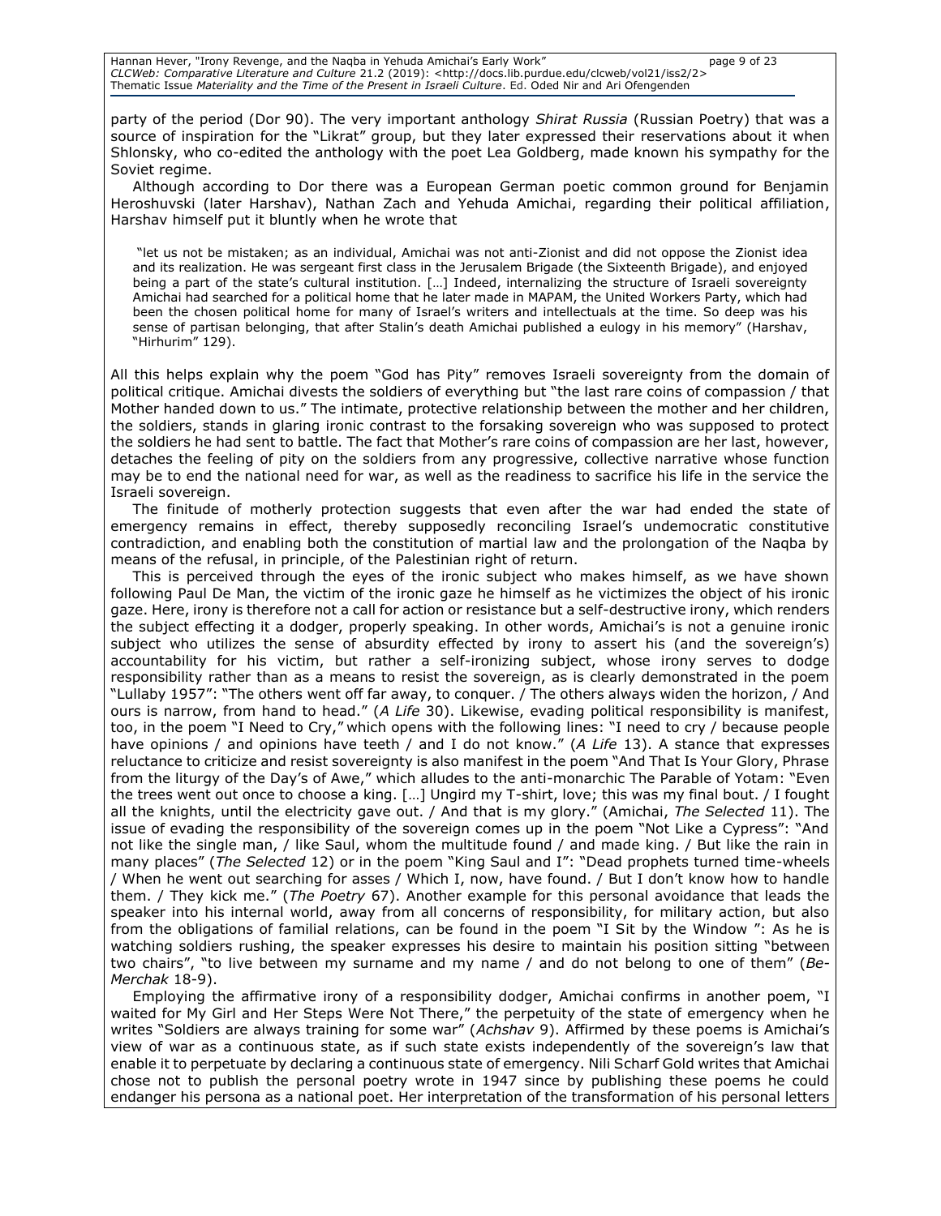party of the period (Dor 90). The very important anthology *Shirat Russia* (Russian Poetry) that was a source of inspiration for the "Likrat" group, but they later expressed their reservations about it when Shlonsky, who co-edited the anthology with the poet Lea Goldberg, made known his sympathy for the Soviet regime.

Although according to Dor there was a European German poetic common ground for Benjamin Heroshuvski (later Harshav), Nathan Zach and Yehuda Amichai, regarding their political affiliation, Harshav himself put it bluntly when he wrote that

> "let us not be mistaken; as an individual, Amichai was not anti-Zionist and did not oppose the Zionist idea and its realization. He was sergeant first class in the Jerusalem Brigade (the Sixteenth Brigade), and enjoyed being a part of the state's cultural institution. […] Indeed, internalizing the structure of Israeli sovereignty Amichai had searched for a political home that he later made in MAPAM, the United Workers Party, which had been the chosen political home for many of Israel's writers and intellectuals at the time. So deep was his sense of partisan belonging, that after Stalin's death Amichai published a eulogy in his memory" (Harshav, "Hirhurim" 129).

All this helps explain why the poem "God has Pity" removes Israeli sovereignty from the domain of political critique. Amichai divests the soldiers of everything but "the last rare coins of compassion / that Mother handed down to us." The intimate, protective relationship between the mother and her children, the soldiers, stands in glaring ironic contrast to the forsaking sovereign who was supposed to protect the soldiers he had sent to battle. The fact that Mother's rare coins of compassion are her last, however, detaches the feeling of pity on the soldiers from any progressive, collective narrative whose function may be to end the national need for war, as well as the readiness to sacrifice his life in the service the Israeli sovereign.

The finitude of motherly protection suggests that even after the war had ended the state of emergency remains in effect, thereby supposedly reconciling Israel's undemocratic constitutive contradiction, and enabling both the constitution of martial law and the prolongation of the Naqba by means of the refusal, in principle, of the Palestinian right of return.

This is perceived through the eyes of the ironic subject who makes himself, as we have shown following Paul De Man, the victim of the ironic gaze he himself as he victimizes the object of his ironic gaze. Here, irony is therefore not a call for action or resistance but a self-destructive irony, which renders the subject effecting it a dodger, properly speaking. In other words, Amichai's is not a genuine ironic subject who utilizes the sense of absurdity effected by irony to assert his (and the sovereign's) accountability for his victim, but rather a self-ironizing subject, whose irony serves to dodge responsibility rather than as a means to resist the sovereign, as is clearly demonstrated in the poem "Lullaby 1957": "The others went off far away, to conquer. / The others always widen the horizon, / And ours is narrow, from hand to head." (*A Life* 30). Likewise, evading political responsibility is manifest, too, in the poem "I Need to Cry," which opens with the following lines: "I need to cry / because people have opinions / and opinions have teeth / and I do not know." (*A Life* 13). A stance that expresses reluctance to criticize and resist sovereignty is also manifest in the poem "And That Is Your Glory, Phrase from the liturgy of the Day's of Awe," which alludes to the anti-monarchic The Parable of Yotam: "Even the trees went out once to choose a king. […] Ungird my T-shirt, love; this was my final bout. / I fought all the knights, until the electricity gave out. / And that is my glory." (Amichai, *The Selected* 11). The issue of evading the responsibility of the sovereign comes up in the poem "Not Like a Cypress": "And not like the single man, / like Saul, whom the multitude found / and made king. / But like the rain in many places" (*The Selected* 12) or in the poem "King Saul and I": "Dead prophets turned time-wheels / When he went out searching for asses / Which I, now, have found. / But I don't know how to handle them. / They kick me." (*The Poetry* 67). Another example for this personal avoidance that leads the speaker into his internal world, away from all concerns of responsibility, for military action, but also from the obligations of familial relations, can be found in the poem "I Sit by the Window ": As he is watching soldiers rushing, the speaker expresses his desire to maintain his position sitting "between two chairs", "to live between my surname and my name / and do not belong to one of them" (*Be-Merchak* 18-9).

Employing the affirmative irony of a responsibility dodger, Amichai confirms in another poem, "I waited for My Girl and Her Steps Were Not There," the perpetuity of the state of emergency when he writes "Soldiers are always training for some war" (*Achshav* 9). Affirmed by these poems is Amichai's view of war as a continuous state, as if such state exists independently of the sovereign's law that enable it to perpetuate by declaring a continuous state of emergency. Nili Scharf Gold writes that Amichai chose not to publish the personal poetry wrote in 1947 since by publishing these poems he could endanger his persona as a national poet. Her interpretation of the transformation of his personal letters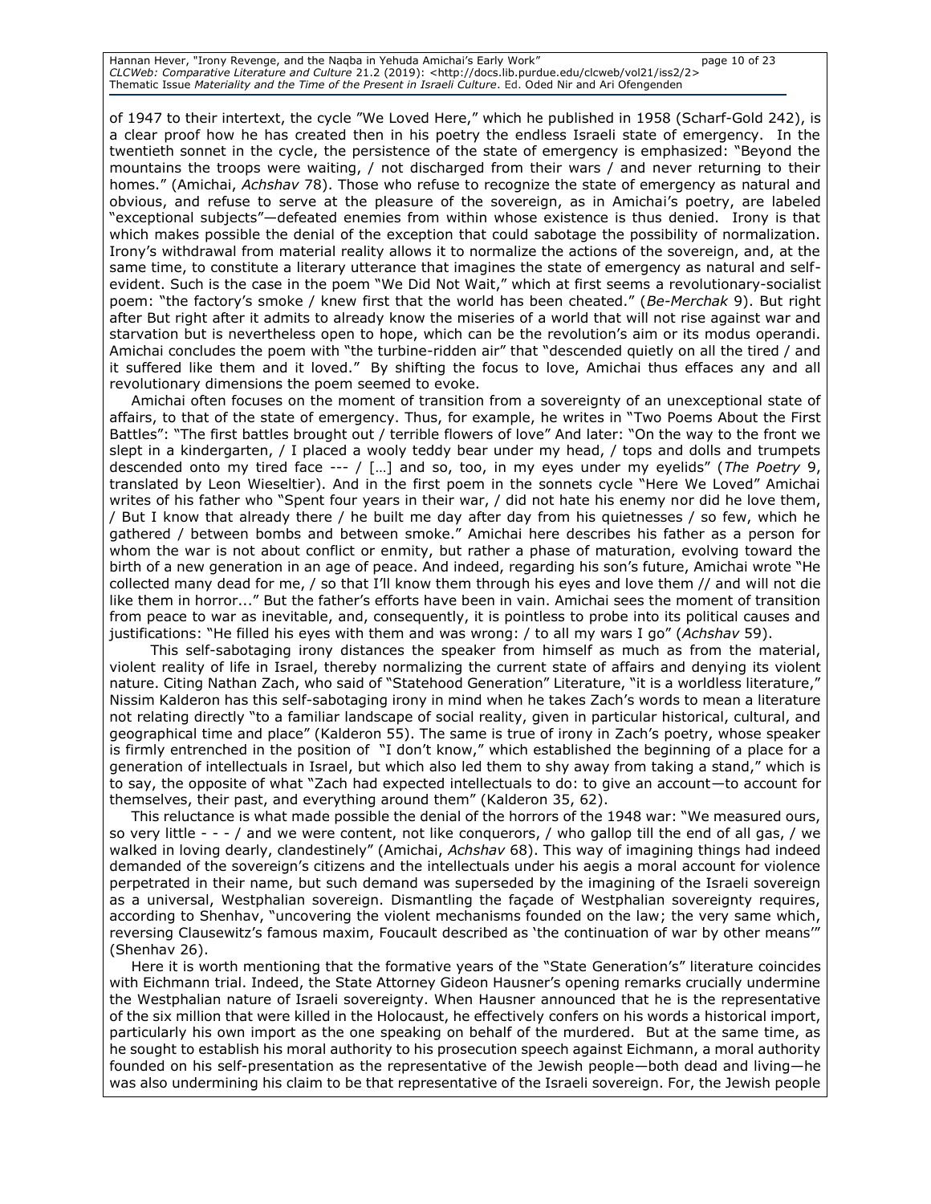of 1947 to their intertext, the cycle "We Loved Here," which he published in 1958 (Scharf-Gold 242), is a clear proof how he has created then in his poetry the endless Israeli state of emergency. In the twentieth sonnet in the cycle, the persistence of the state of emergency is emphasized: "Beyond the mountains the troops were waiting, / not discharged from their wars / and never returning to their homes." (Amichai, *Achshav* 78). Those who refuse to recognize the state of emergency as natural and obvious, and refuse to serve at the pleasure of the sovereign, as in Amichai's poetry, are labeled "exceptional subjects"—defeated enemies from within whose existence is thus denied. Irony is that which makes possible the denial of the exception that could sabotage the possibility of normalization. Irony's withdrawal from material reality allows it to normalize the actions of the sovereign, and, at the same time, to constitute a literary utterance that imagines the state of emergency as natural and self-evident. Such is the case in the poem "We Did Not Wait," which at first seems a revolutionary-socialist poem: "the factory's smoke / knew first that the world has been cheated." (*Be-Merchak* 9). But right after But right after it admits to already know the miseries of a world that will not rise against war and starvation but is nevertheless open to hope, which can be the revolution's aim or its modus operandi. Amichai concludes the poem with "the turbine-ridden air" that "descended quietly on all the tired / and it suffered like them and it loved." By shifting the focus to love, Amichai thus effaces any and all revolutionary dimensions the poem seemed to evoke.

Amichai often focuses on the moment of transition from a sovereignty of an unexceptional state of affairs, to that of the state of emergency. Thus, for example, he writes in "Two Poems About the First Battles": "The first battles brought out / terrible flowers of love" And later: "On the way to the front we slept in a kindergarten, / I placed a wooly teddy bear under my head, / tops and dolls and trumpets descended onto my tired face --- / […] and so, too, in my eyes under my eyelids" (*The Poetry* 9, translated by Leon Wieseltier). And in the first poem in the sonnets cycle "Here We Loved" Amichai writes of his father who "Spent four years in their war, / did not hate his enemy nor did he love them, / But I know that already there / he built me day after day from his quietnesses / so few, which he gathered / between bombs and between smoke." Amichai here describes his father as a person for whom the war is not about conflict or enmity, but rather a phase of maturation, evolving toward the birth of a new generation in an age of peace. And indeed, regarding his son's future, Amichai wrote "He collected many dead for me, / so that I'll know them through his eyes and love them // and will not die like them in horror..." But the father's efforts have been in vain. Amichai sees the moment of transition from peace to war as inevitable, and, consequently, it is pointless to probe into its political causes and justifications: "He filled his eyes with them and was wrong: / to all my wars I go" (*Achshav* 59).

This self-sabotaging irony distances the speaker from himself as much as from the material, violent reality of life in Israel, thereby normalizing the current state of affairs and denying its violent nature. Citing Nathan Zach, who said of "Statehood Generation" Literature, "it is a worldless literature," Nissim Kalderon has this self-sabotaging irony in mind when he takes Zach's words to mean a literature not relating directly "to a familiar landscape of social reality, given in particular historical, cultural, and geographical time and place" (Kalderon 55). The same is true of irony in Zach's poetry, whose speaker is firmly entrenched in the position of "I don't know," which established the beginning of a place for a generation of intellectuals in Israel, but which also led them to shy away from taking a stand," which is to say, the opposite of what "Zach had expected intellectuals to do: to give an account—to account for themselves, their past, and everything around them" (Kalderon 35, 62).

This reluctance is what made possible the denial of the horrors of the 1948 war: "We measured ours, so very little - - - / and we were content, not like conquerors, / who gallop till the end of all gas, / we walked in loving dearly, clandestinely" (Amichai, *Achshav* 68). This way of imagining things had indeed demanded of the sovereign's citizens and the intellectuals under his aegis a moral account for violence perpetrated in their name, but such demand was superseded by the imagining of the Israeli sovereign as a universal, Westphalian sovereign. Dismantling the façade of Westphalian sovereignty requires, according to Shenhav, "uncovering the violent mechanisms founded on the law; the very same which, reversing Clausewitz's famous maxim, Foucault described as 'the continuation of war by other means'" (Shenhav 26).

Here it is worth mentioning that the formative years of the "State Generation's" literature coincides with Eichmann trial. Indeed, the State Attorney Gideon Hausner's opening remarks crucially undermine the Westphalian nature of Israeli sovereignty. When Hausner announced that he is the representative of the six million that were killed in the Holocaust, he effectively confers on his words a historical import, particularly his own import as the one speaking on behalf of the murdered. But at the same time, as he sought to establish his moral authority to his prosecution speech against Eichmann, a moral authority founded on his self-presentation as the representative of the Jewish people—both dead and living—he was also undermining his claim to be that representative of the Israeli sovereign. For, the Jewish people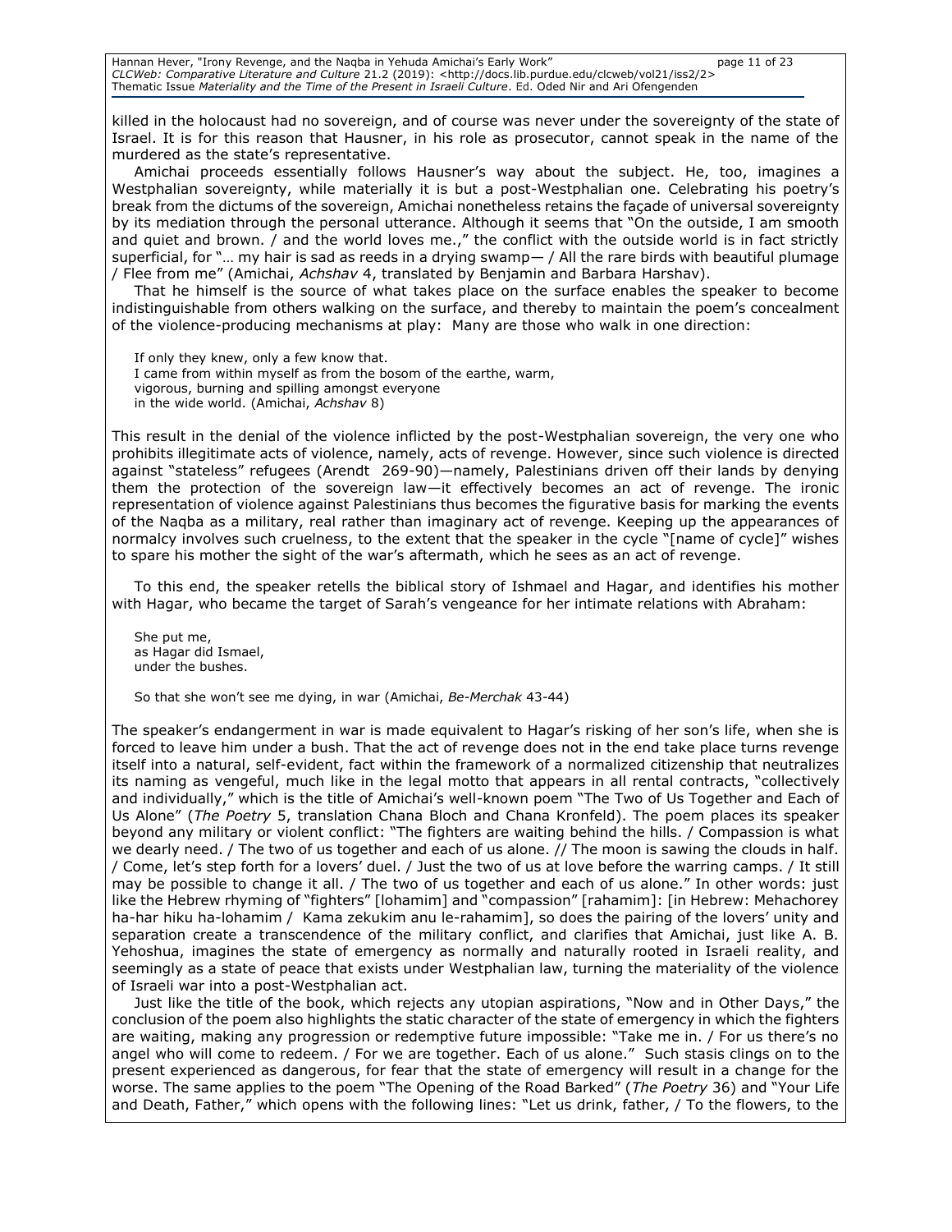killed in the holocaust had no sovereign, and of course was never under the sovereignty of the state of Israel. It is for this reason that Hausner, in his role as prosecutor, cannot speak in the name of the murdered as the state's representative.

Amichai proceeds essentially follows Hausner's way about the subject. He, too, imagines a Westphalian sovereignty, while materially it is but a post-Westphalian one. Celebrating his poetry's break from the dictums of the sovereign, Amichai nonetheless retains the façade of universal sovereignty by its mediation through the personal utterance. Although it seems that "On the outside, I am smooth and quiet and brown. / and the world loves me.," the conflict with the outside world is in fact strictly superficial, for "… my hair is sad as reeds in a drying swamp— / All the rare birds with beautiful plumage / Flee from me" (Amichai, *Achshav* 4, translated by Benjamin and Barbara Harshav).

That he himself is the source of what takes place on the surface enables the speaker to become indistinguishable from others walking on the surface, and thereby to maintain the poem's concealment of the violence-producing mechanisms at play: Many are those who walk in one direction:

> If only they knew, only a few know that.
> I came from within myself as from the bosom of the earthe, warm,
> vigorous, burning and spilling amongst everyone
> in the wide world. (Amichai, *Achshav* 8)

This result in the denial of the violence inflicted by the post-Westphalian sovereign, the very one who prohibits illegitimate acts of violence, namely, acts of revenge. However, since such violence is directed against "stateless" refugees (Arendt 269-90)—namely, Palestinians driven off their lands by denying them the protection of the sovereign law—it effectively becomes an act of revenge. The ironic representation of violence against Palestinians thus becomes the figurative basis for marking the events of the Naqba as a military, real rather than imaginary act of revenge. Keeping up the appearances of normalcy involves such cruelness, to the extent that the speaker in the cycle "[name of cycle]" wishes to spare his mother the sight of the war's aftermath, which he sees as an act of revenge.

To this end, the speaker retells the biblical story of Ishmael and Hagar, and identifies his mother with Hagar, who became the target of Sarah's vengeance for her intimate relations with Abraham:

> She put me,
> as Hagar did Ismael,
> under the bushes.
>
> So that she won't see me dying, in war (Amichai, *Be-Merchak* 43-44)

The speaker's endangerment in war is made equivalent to Hagar's risking of her son's life, when she is forced to leave him under a bush. That the act of revenge does not in the end take place turns revenge itself into a natural, self-evident, fact within the framework of a normalized citizenship that neutralizes its naming as vengeful, much like in the legal motto that appears in all rental contracts, "collectively and individually," which is the title of Amichai's well-known poem "The Two of Us Together and Each of Us Alone" (*The Poetry* 5, translation Chana Bloch and Chana Kronfeld). The poem places its speaker beyond any military or violent conflict: "The fighters are waiting behind the hills. / Compassion is what we dearly need. / The two of us together and each of us alone. // The moon is sawing the clouds in half. / Come, let's step forth for a lovers' duel. / Just the two of us at love before the warring camps. / It still may be possible to change it all. / The two of us together and each of us alone." In other words: just like the Hebrew rhyming of "fighters" [lohamim] and "compassion" [rahamim]: [in Hebrew: Mehachorey ha-har hiku ha-lohamim / Kama zekukim anu le-rahamim], so does the pairing of the lovers' unity and separation create a transcendence of the military conflict, and clarifies that Amichai, just like A. B. Yehoshua, imagines the state of emergency as normally and naturally rooted in Israeli reality, and seemingly as a state of peace that exists under Westphalian law, turning the materiality of the violence of Israeli war into a post-Westphalian act.

Just like the title of the book, which rejects any utopian aspirations, "Now and in Other Days," the conclusion of the poem also highlights the static character of the state of emergency in which the fighters are waiting, making any progression or redemptive future impossible: "Take me in. / For us there's no angel who will come to redeem. / For we are together. Each of us alone." Such stasis clings on to the present experienced as dangerous, for fear that the state of emergency will result in a change for the worse. The same applies to the poem "The Opening of the Road Barked" (*The Poetry* 36) and "Your Life and Death, Father," which opens with the following lines: "Let us drink, father, / To the flowers, to the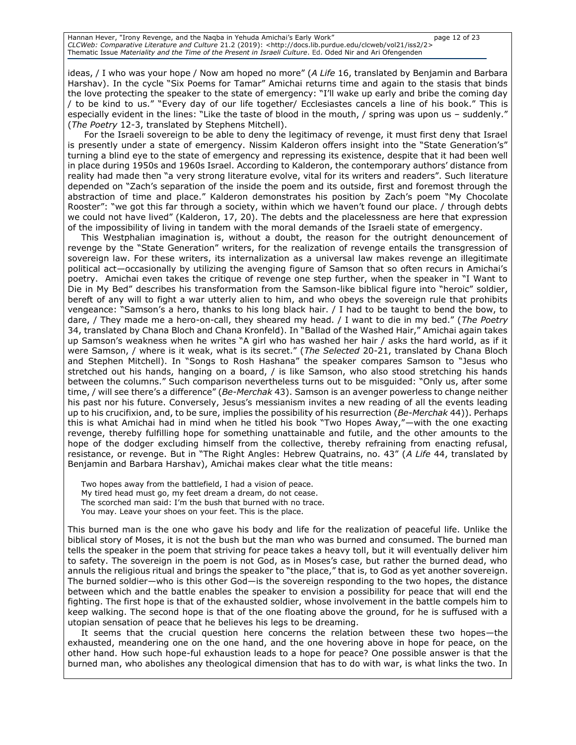ideas, / I who was your hope / Now am hoped no more" (*A Life* 16, translated by Benjamin and Barbara Harshav). In the cycle "Six Poems for Tamar" Amichai returns time and again to the stasis that binds the love protecting the speaker to the state of emergency: "I'll wake up early and bribe the coming day / to be kind to us." "Every day of our life together/ Ecclesiastes cancels a line of his book." This is especially evident in the lines: "Like the taste of blood in the mouth, / spring was upon us – suddenly." (*The Poetry* 12-3, translated by Stephens Mitchell).

For the Israeli sovereign to be able to deny the legitimacy of revenge, it must first deny that Israel is presently under a state of emergency. Nissim Kalderon offers insight into the "State Generation's" turning a blind eye to the state of emergency and repressing its existence, despite that it had been well in place during 1950s and 1960s Israel. According to Kalderon, the contemporary authors' distance from reality had made then "a very strong literature evolve, vital for its writers and readers". Such literature depended on "Zach's separation of the inside the poem and its outside, first and foremost through the abstraction of time and place." Kalderon demonstrates his position by Zach's poem "My Chocolate Rooster": "we got this far through a society, within which we haven't found our place. / through debts we could not have lived" (Kalderon, 17, 20). The debts and the placelessness are here that expression of the impossibility of living in tandem with the moral demands of the Israeli state of emergency.

This Westphalian imagination is, without a doubt, the reason for the outright denouncement of revenge by the "State Generation" writers, for the realization of revenge entails the transgression of sovereign law. For these writers, its internalization as a universal law makes revenge an illegitimate political act—occasionally by utilizing the avenging figure of Samson that so often recurs in Amichai's poetry. Amichai even takes the critique of revenge one step further, when the speaker in "I Want to Die in My Bed" describes his transformation from the Samson-like biblical figure into "heroic" soldier, bereft of any will to fight a war utterly alien to him, and who obeys the sovereign rule that prohibits vengeance: "Samson's a hero, thanks to his long black hair. / I had to be taught to bend the bow, to dare, / They made me a hero-on-call, they sheared my head. / I want to die in my bed." (*The Poetry* 34, translated by Chana Bloch and Chana Kronfeld). In "Ballad of the Washed Hair," Amichai again takes up Samson's weakness when he writes "A girl who has washed her hair / asks the hard world, as if it were Samson, / where is it weak, what is its secret." (*The Selected* 20-21, translated by Chana Bloch and Stephen Mitchell). In "Songs to Rosh Hashana" the speaker compares Samson to "Jesus who stretched out his hands, hanging on a board, / is like Samson, who also stood stretching his hands between the columns." Such comparison nevertheless turns out to be misguided: "Only us, after some time, / will see there's a difference" (*Be-Merchak* 43). Samson is an avenger powerless to change neither his past nor his future. Conversely, Jesus's messianism invites a new reading of all the events leading up to his crucifixion, and, to be sure, implies the possibility of his resurrection (*Be-Merchak* 44)). Perhaps this is what Amichai had in mind when he titled his book "Two Hopes Away,"—with the one exacting revenge, thereby fulfilling hope for something unattainable and futile, and the other amounts to the hope of the dodger excluding himself from the collective, thereby refraining from enacting refusal, resistance, or revenge. But in "The Right Angles: Hebrew Quatrains, no. 43" (*A Life* 44, translated by Benjamin and Barbara Harshav), Amichai makes clear what the title means:

> Two hopes away from the battlefield, I had a vision of peace.
> My tired head must go, my feet dream a dream, do not cease.
> The scorched man said: I'm the bush that burned with no trace.
> You may. Leave your shoes on your feet. This is the place.

This burned man is the one who gave his body and life for the realization of peaceful life. Unlike the biblical story of Moses, it is not the bush but the man who was burned and consumed. The burned man tells the speaker in the poem that striving for peace takes a heavy toll, but it will eventually deliver him to safety. The sovereign in the poem is not God, as in Moses's case, but rather the burned dead, who annuls the religious ritual and brings the speaker to "the place," that is, to God as yet another sovereign. The burned soldier—who is this other God—is the sovereign responding to the two hopes, the distance between which and the battle enables the speaker to envision a possibility for peace that will end the fighting. The first hope is that of the exhausted soldier, whose involvement in the battle compels him to keep walking. The second hope is that of the one floating above the ground, for he is suffused with a utopian sensation of peace that he believes his legs to be dreaming.

It seems that the crucial question here concerns the relation between these two hopes—the exhausted, meandering one on the one hand, and the one hovering above in hope for peace, on the other hand. How such hope-ful exhaustion leads to a hope for peace? One possible answer is that the burned man, who abolishes any theological dimension that has to do with war, is what links the two. In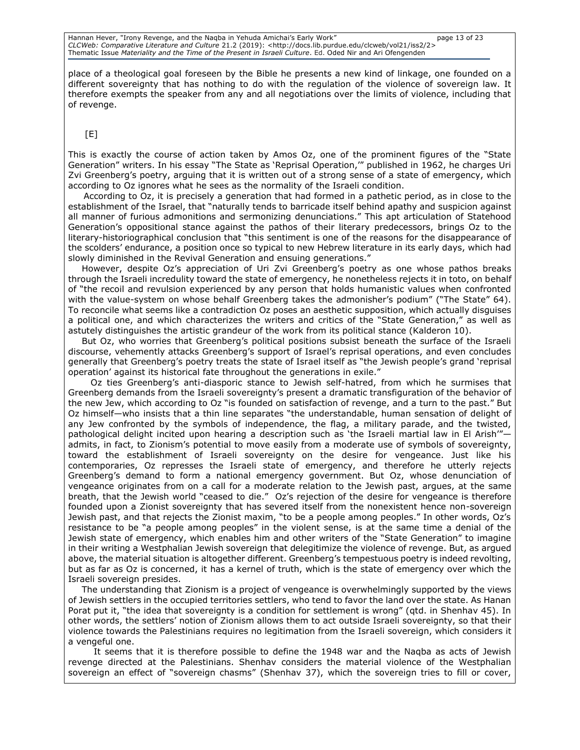place of a theological goal foreseen by the Bible he presents a new kind of linkage, one founded on a different sovereignty that has nothing to do with the regulation of the violence of sovereign law. It therefore exempts the speaker from any and all negotiations over the limits of violence, including that of revenge.

[E]

This is exactly the course of action taken by Amos Oz, one of the prominent figures of the "State Generation" writers. In his essay "The State as 'Reprisal Operation,'" published in 1962, he charges Uri Zvi Greenberg's poetry, arguing that it is written out of a strong sense of a state of emergency, which according to Oz ignores what he sees as the normality of the Israeli condition.

According to Oz, it is precisely a generation that had formed in a pathetic period, as in close to the establishment of the Israel, that "naturally tends to barricade itself behind apathy and suspicion against all manner of furious admonitions and sermonizing denunciations." This apt articulation of Statehood Generation's oppositional stance against the pathos of their literary predecessors, brings Oz to the literary-historiographical conclusion that "this sentiment is one of the reasons for the disappearance of the scolders' endurance, a position once so typical to new Hebrew literature in its early days, which had slowly diminished in the Revival Generation and ensuing generations."

However, despite Oz's appreciation of Uri Zvi Greenberg's poetry as one whose pathos breaks through the Israeli incredulity toward the state of emergency, he nonetheless rejects it in toto, on behalf of "the recoil and revulsion experienced by any person that holds humanistic values when confronted with the value-system on whose behalf Greenberg takes the admonisher's podium" ("The State" 64). To reconcile what seems like a contradiction Oz poses an aesthetic supposition, which actually disguises a political one, and which characterizes the writers and critics of the "State Generation," as well as astutely distinguishes the artistic grandeur of the work from its political stance (Kalderon 10).

But Oz, who worries that Greenberg's political positions subsist beneath the surface of the Israeli discourse, vehemently attacks Greenberg's support of Israel's reprisal operations, and even concludes generally that Greenberg's poetry treats the state of Israel itself as "the Jewish people's grand 'reprisal operation' against its historical fate throughout the generations in exile."

Oz ties Greenberg's anti-diasporic stance to Jewish self-hatred, from which he surmises that Greenberg demands from the Israeli sovereignty's present a dramatic transfiguration of the behavior of the new Jew, which according to Oz "is founded on satisfaction of revenge, and a turn to the past." But Oz himself—who insists that a thin line separates "the understandable, human sensation of delight of any Jew confronted by the symbols of independence, the flag, a military parade, and the twisted, pathological delight incited upon hearing a description such as 'the Israeli martial law in El Arish'"—admits, in fact, to Zionism's potential to move easily from a moderate use of symbols of sovereignty, toward the establishment of Israeli sovereignty on the desire for vengeance. Just like his contemporaries, Oz represses the Israeli state of emergency, and therefore he utterly rejects Greenberg's demand to form a national emergency government. But Oz, whose denunciation of vengeance originates from on a call for a moderate relation to the Jewish past, argues, at the same breath, that the Jewish world "ceased to die." Oz's rejection of the desire for vengeance is therefore founded upon a Zionist sovereignty that has severed itself from the nonexistent hence non-sovereign Jewish past, and that rejects the Zionist maxim, "to be a people among peoples." In other words, Oz's resistance to be "a people among peoples" in the violent sense, is at the same time a denial of the Jewish state of emergency, which enables him and other writers of the "State Generation" to imagine in their writing a Westphalian Jewish sovereign that delegitimize the violence of revenge. But, as argued above, the material situation is altogether different. Greenberg's tempestuous poetry is indeed revolting, but as far as Oz is concerned, it has a kernel of truth, which is the state of emergency over which the Israeli sovereign presides.

The understanding that Zionism is a project of vengeance is overwhelmingly supported by the views of Jewish settlers in the occupied territories settlers, who tend to favor the land over the state. As Hanan Porat put it, "the idea that sovereignty is a condition for settlement is wrong" (qtd. in Shenhav 45). In other words, the settlers' notion of Zionism allows them to act outside Israeli sovereignty, so that their violence towards the Palestinians requires no legitimation from the Israeli sovereign, which considers it a vengeful one.

It seems that it is therefore possible to define the 1948 war and the Naqba as acts of Jewish revenge directed at the Palestinians. Shenhav considers the material violence of the Westphalian sovereign an effect of "sovereign chasms" (Shenhav 37), which the sovereign tries to fill or cover,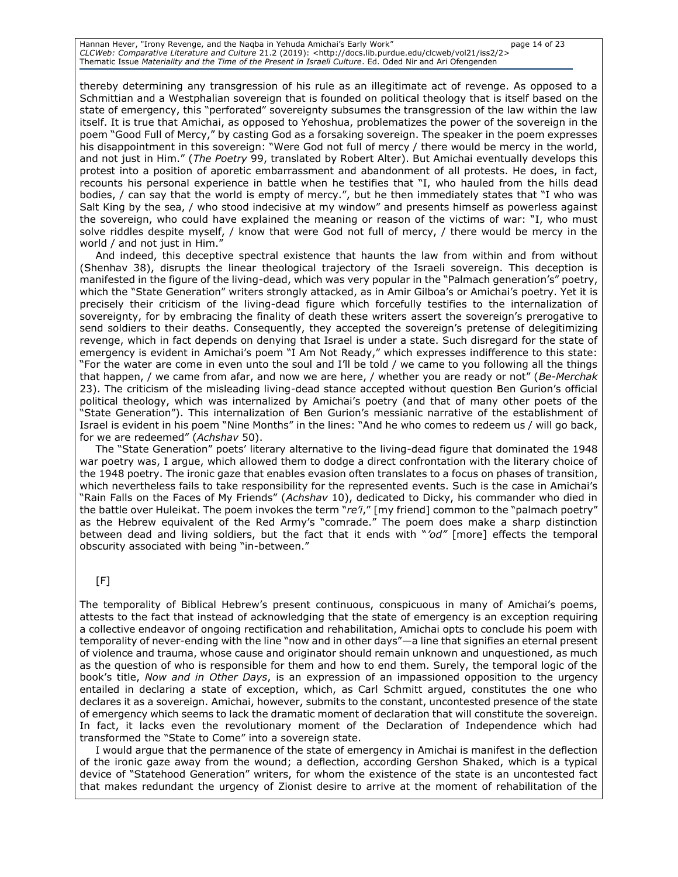thereby determining any transgression of his rule as an illegitimate act of revenge. As opposed to a Schmittian and a Westphalian sovereign that is founded on political theology that is itself based on the state of emergency, this "perforated" sovereignty subsumes the transgression of the law within the law itself. It is true that Amichai, as opposed to Yehoshua, problematizes the power of the sovereign in the poem "Good Full of Mercy," by casting God as a forsaking sovereign. The speaker in the poem expresses his disappointment in this sovereign: "Were God not full of mercy / there would be mercy in the world, and not just in Him." (*The Poetry* 99, translated by Robert Alter). But Amichai eventually develops this protest into a position of aporetic embarrassment and abandonment of all protests. He does, in fact, recounts his personal experience in battle when he testifies that "I, who hauled from the hills dead bodies, / can say that the world is empty of mercy.", but he then immediately states that "I who was Salt King by the sea, / who stood indecisive at my window" and presents himself as powerless against the sovereign, who could have explained the meaning or reason of the victims of war: "I, who must solve riddles despite myself, / know that were God not full of mercy, / there would be mercy in the world / and not just in Him."

And indeed, this deceptive spectral existence that haunts the law from within and from without (Shenhav 38), disrupts the linear theological trajectory of the Israeli sovereign. This deception is manifested in the figure of the living-dead, which was very popular in the "Palmach generation's" poetry, which the "State Generation" writers strongly attacked, as in Amir Gilboa's or Amichai's poetry. Yet it is precisely their criticism of the living-dead figure which forcefully testifies to the internalization of sovereignty, for by embracing the finality of death these writers assert the sovereign's prerogative to send soldiers to their deaths. Consequently, they accepted the sovereign's pretense of delegitimizing revenge, which in fact depends on denying that Israel is under a state. Such disregard for the state of emergency is evident in Amichai's poem "I Am Not Ready," which expresses indifference to this state: "For the water are come in even unto the soul and I'll be told / we came to you following all the things that happen, / we came from afar, and now we are here, / whether you are ready or not" (*Be-Merchak* 23). The criticism of the misleading living-dead stance accepted without question Ben Gurion's official political theology, which was internalized by Amichai's poetry (and that of many other poets of the "State Generation"). This internalization of Ben Gurion's messianic narrative of the establishment of Israel is evident in his poem "Nine Months" in the lines: "And he who comes to redeem us / will go back, for we are redeemed" (*Achshav* 50).

The "State Generation" poets' literary alternative to the living-dead figure that dominated the 1948 war poetry was, I argue, which allowed them to dodge a direct confrontation with the literary choice of the 1948 poetry. The ironic gaze that enables evasion often translates to a focus on phases of transition, which nevertheless fails to take responsibility for the represented events. Such is the case in Amichai's "Rain Falls on the Faces of My Friends" (*Achshav* 10), dedicated to Dicky, his commander who died in the battle over Huleikat. The poem invokes the term "*re'i*," [my friend] common to the "palmach poetry" as the Hebrew equivalent of the Red Army's "comrade." The poem does make a sharp distinction between dead and living soldiers, but the fact that it ends with "*'od"* [more] effects the temporal obscurity associated with being "in-between."

[F]

The temporality of Biblical Hebrew's present continuous, conspicuous in many of Amichai's poems, attests to the fact that instead of acknowledging that the state of emergency is an exception requiring a collective endeavor of ongoing rectification and rehabilitation, Amichai opts to conclude his poem with temporality of never-ending with the line "now and in other days"—a line that signifies an eternal present of violence and trauma, whose cause and originator should remain unknown and unquestioned, as much as the question of who is responsible for them and how to end them. Surely, the temporal logic of the book's title, *Now and in Other Days*, is an expression of an impassioned opposition to the urgency entailed in declaring a state of exception, which, as Carl Schmitt argued, constitutes the one who declares it as a sovereign. Amichai, however, submits to the constant, uncontested presence of the state of emergency which seems to lack the dramatic moment of declaration that will constitute the sovereign. In fact, it lacks even the revolutionary moment of the Declaration of Independence which had transformed the "State to Come" into a sovereign state.

I would argue that the permanence of the state of emergency in Amichai is manifest in the deflection of the ironic gaze away from the wound; a deflection, according Gershon Shaked, which is a typical device of "Statehood Generation" writers, for whom the existence of the state is an uncontested fact that makes redundant the urgency of Zionist desire to arrive at the moment of rehabilitation of the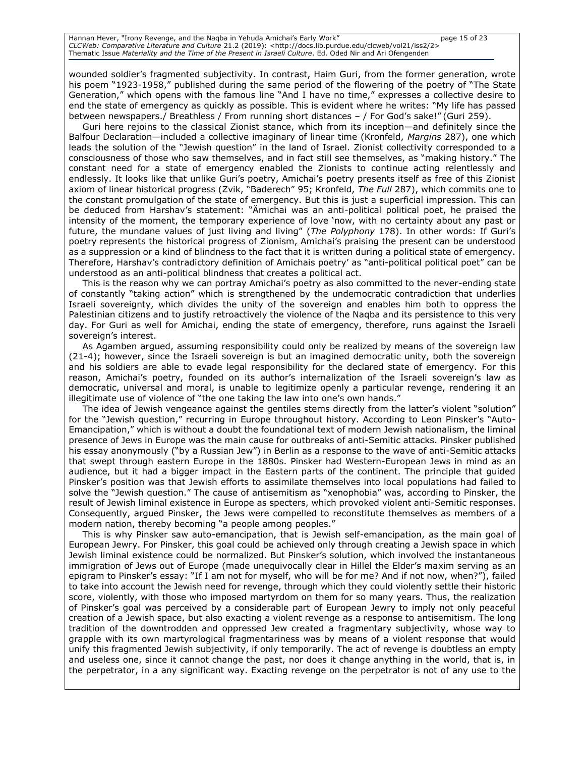wounded soldier's fragmented subjectivity. In contrast, Haim Guri, from the former generation, wrote his poem "1923-1958," published during the same period of the flowering of the poetry of "The State Generation," which opens with the famous line "And I have no time," expresses a collective desire to end the state of emergency as quickly as possible. This is evident where he writes: "My life has passed between newspapers./ Breathless / From running short distances – / For God's sake!" (Guri 259).

Guri here rejoins to the classical Zionist stance, which from its inception—and definitely since the Balfour Declaration—included a collective imaginary of linear time (Kronfeld, *Margins* 287), one which leads the solution of the "Jewish question" in the land of Israel. Zionist collectivity corresponded to a consciousness of those who saw themselves, and in fact still see themselves, as "making history." The constant need for a state of emergency enabled the Zionists to continue acting relentlessly and endlessly. It looks like that unlike Guri's poetry, Amichai's poetry presents itself as free of this Zionist axiom of linear historical progress (Zvik, "Baderech" 95; Kronfeld, *The Full* 287), which commits one to the constant promulgation of the state of emergency. But this is just a superficial impression. This can be deduced from Harshav's statement: "Ämichai was an anti-political political poet, he praised the intensity of the moment, the temporary experience of love 'now, with no certainty about any past or future, the mundane values of just living and living" (*The Polyphony* 178). In other words: If Guri's poetry represents the historical progress of Zionism, Amichai's praising the present can be understood as a suppression or a kind of blindness to the fact that it is written during a political state of emergency. Therefore, Harshav's contradictory definition of Amichais poetry' as "anti-political political poet" can be understood as an anti-political blindness that creates a political act.

This is the reason why we can portray Amichai's poetry as also committed to the never-ending state of constantly "taking action" which is strengthened by the undemocratic contradiction that underlies Israeli sovereignty, which divides the unity of the sovereign and enables him both to oppress the Palestinian citizens and to justify retroactively the violence of the Naqba and its persistence to this very day. For Guri as well for Amichai, ending the state of emergency, therefore, runs against the Israeli sovereign's interest.

As Agamben argued, assuming responsibility could only be realized by means of the sovereign law (21-4); however, since the Israeli sovereign is but an imagined democratic unity, both the sovereign and his soldiers are able to evade legal responsibility for the declared state of emergency. For this reason, Amichai's poetry, founded on its author's internalization of the Israeli sovereign's law as democratic, universal and moral, is unable to legitimize openly a particular revenge, rendering it an illegitimate use of violence of "the one taking the law into one's own hands."

The idea of Jewish vengeance against the gentiles stems directly from the latter's violent "solution" for the "Jewish question," recurring in Europe throughout history. According to Leon Pinsker's "Auto-Emancipation," which is without a doubt the foundational text of modern Jewish nationalism, the liminal presence of Jews in Europe was the main cause for outbreaks of anti-Semitic attacks. Pinsker published his essay anonymously ("by a Russian Jew") in Berlin as a response to the wave of anti-Semitic attacks that swept through eastern Europe in the 1880s. Pinsker had Western-European Jews in mind as an audience, but it had a bigger impact in the Eastern parts of the continent. The principle that guided Pinsker's position was that Jewish efforts to assimilate themselves into local populations had failed to solve the "Jewish question." The cause of antisemitism as "xenophobia" was, according to Pinsker, the result of Jewish liminal existence in Europe as specters, which provoked violent anti-Semitic responses. Consequently, argued Pinsker, the Jews were compelled to reconstitute themselves as members of a modern nation, thereby becoming "a people among peoples."

This is why Pinsker saw auto-emancipation, that is Jewish self-emancipation, as the main goal of European Jewry. For Pinsker, this goal could be achieved only through creating a Jewish space in which Jewish liminal existence could be normalized. But Pinsker's solution, which involved the instantaneous immigration of Jews out of Europe (made unequivocally clear in Hillel the Elder's maxim serving as an epigram to Pinsker's essay: "If I am not for myself, who will be for me? And if not now, when?"), failed to take into account the Jewish need for revenge, through which they could violently settle their historic score, violently, with those who imposed martyrdom on them for so many years. Thus, the realization of Pinsker's goal was perceived by a considerable part of European Jewry to imply not only peaceful creation of a Jewish space, but also exacting a violent revenge as a response to antisemitism. The long tradition of the downtrodden and oppressed Jew created a fragmentary subjectivity, whose way to grapple with its own martyrological fragmentariness was by means of a violent response that would unify this fragmented Jewish subjectivity, if only temporarily. The act of revenge is doubtless an empty and useless one, since it cannot change the past, nor does it change anything in the world, that is, in the perpetrator, in a any significant way. Exacting revenge on the perpetrator is not of any use to the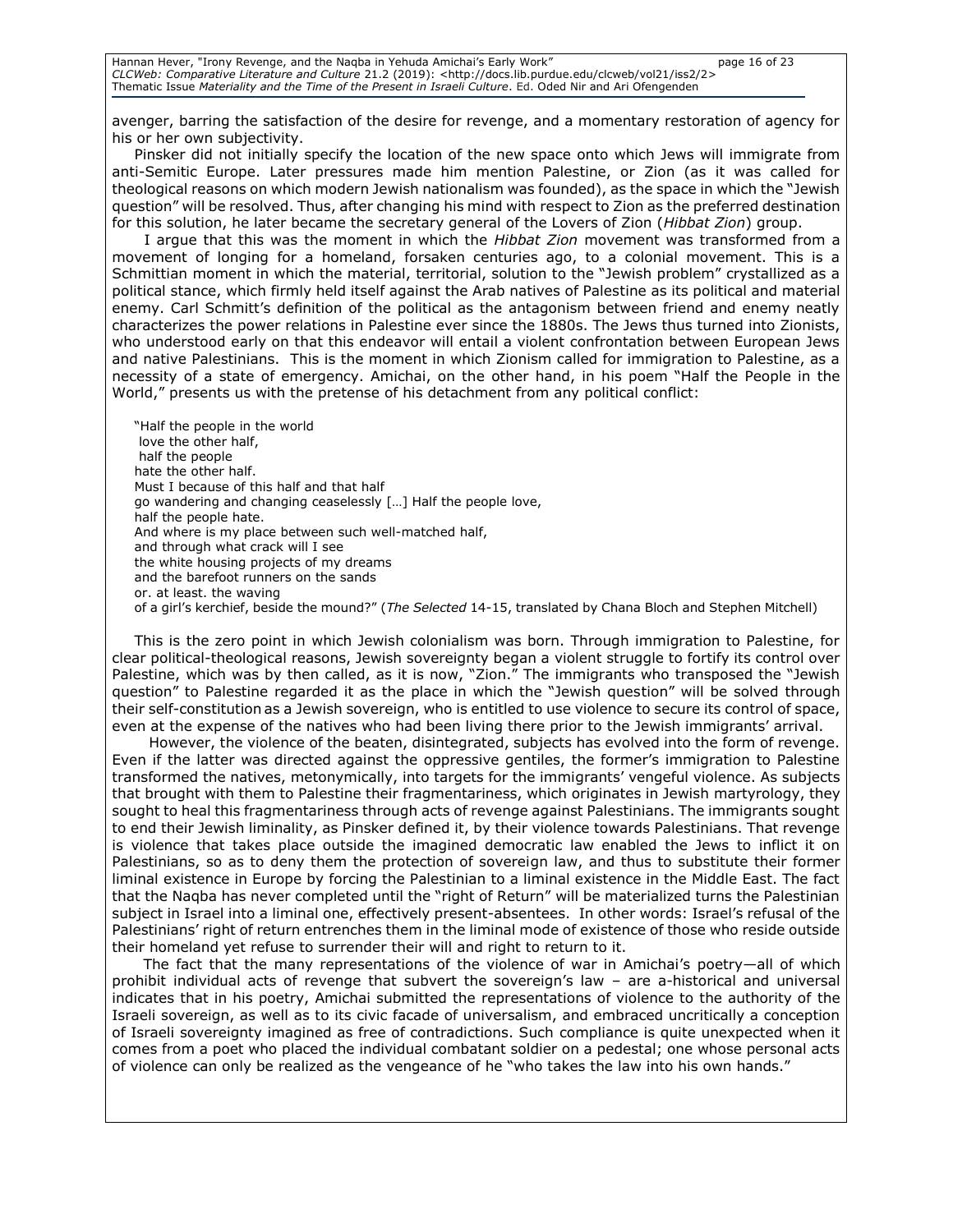avenger, barring the satisfaction of the desire for revenge, and a momentary restoration of agency for his or her own subjectivity.

Pinsker did not initially specify the location of the new space onto which Jews will immigrate from anti-Semitic Europe. Later pressures made him mention Palestine, or Zion (as it was called for theological reasons on which modern Jewish nationalism was founded), as the space in which the "Jewish question" will be resolved. Thus, after changing his mind with respect to Zion as the preferred destination for this solution, he later became the secretary general of the Lovers of Zion (*Hibbat Zion*) group.

I argue that this was the moment in which the *Hibbat Zion* movement was transformed from a movement of longing for a homeland, forsaken centuries ago, to a colonial movement. This is a Schmittian moment in which the material, territorial, solution to the "Jewish problem" crystallized as a political stance, which firmly held itself against the Arab natives of Palestine as its political and material enemy. Carl Schmitt's definition of the political as the antagonism between friend and enemy neatly characterizes the power relations in Palestine ever since the 1880s. The Jews thus turned into Zionists, who understood early on that this endeavor will entail a violent confrontation between European Jews and native Palestinians. This is the moment in which Zionism called for immigration to Palestine, as a necessity of a state of emergency. Amichai, on the other hand, in his poem "Half the People in the World," presents us with the pretense of his detachment from any political conflict:

> "Half the people in the world
> love the other half,
> half the people
> hate the other half.
> Must I because of this half and that half
> go wandering and changing ceaselessly […] Half the people love,
> half the people hate.
> And where is my place between such well-matched half,
> and through what crack will I see
> the white housing projects of my dreams
> and the barefoot runners on the sands
> or. at least. the waving
> of a girl's kerchief, beside the mound?" (*The Selected* 14-15, translated by Chana Bloch and Stephen Mitchell)

This is the zero point in which Jewish colonialism was born. Through immigration to Palestine, for clear political-theological reasons, Jewish sovereignty began a violent struggle to fortify its control over Palestine, which was by then called, as it is now, "Zion." The immigrants who transposed the "Jewish question" to Palestine regarded it as the place in which the "Jewish question" will be solved through their self-constitution as a Jewish sovereign, who is entitled to use violence to secure its control of space, even at the expense of the natives who had been living there prior to the Jewish immigrants' arrival.

However, the violence of the beaten, disintegrated, subjects has evolved into the form of revenge. Even if the latter was directed against the oppressive gentiles, the former's immigration to Palestine transformed the natives, metonymically, into targets for the immigrants' vengeful violence. As subjects that brought with them to Palestine their fragmentariness, which originates in Jewish martyrology, they sought to heal this fragmentariness through acts of revenge against Palestinians. The immigrants sought to end their Jewish liminality, as Pinsker defined it, by their violence towards Palestinians. That revenge is violence that takes place outside the imagined democratic law enabled the Jews to inflict it on Palestinians, so as to deny them the protection of sovereign law, and thus to substitute their former liminal existence in Europe by forcing the Palestinian to a liminal existence in the Middle East. The fact that the Naqba has never completed until the "right of Return" will be materialized turns the Palestinian subject in Israel into a liminal one, effectively present-absentees. In other words: Israel's refusal of the Palestinians' right of return entrenches them in the liminal mode of existence of those who reside outside their homeland yet refuse to surrender their will and right to return to it.

The fact that the many representations of the violence of war in Amichai's poetry—all of which prohibit individual acts of revenge that subvert the sovereign's law – are a-historical and universal indicates that in his poetry, Amichai submitted the representations of violence to the authority of the Israeli sovereign, as well as to its civic facade of universalism, and embraced uncritically a conception of Israeli sovereignty imagined as free of contradictions. Such compliance is quite unexpected when it comes from a poet who placed the individual combatant soldier on a pedestal; one whose personal acts of violence can only be realized as the vengeance of he "who takes the law into his own hands."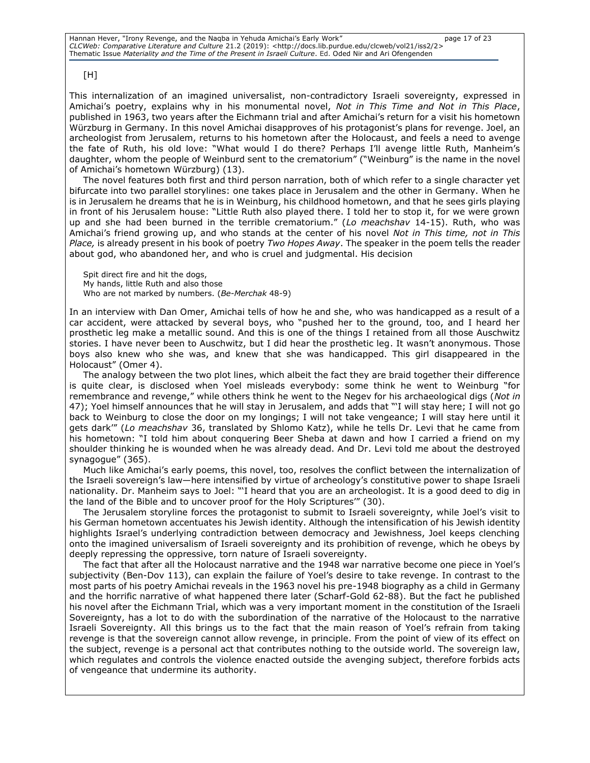[H]

This internalization of an imagined universalist, non-contradictory Israeli sovereignty, expressed in Amichai's poetry, explains why in his monumental novel, *Not in This Time and Not in This Place*, published in 1963, two years after the Eichmann trial and after Amichai's return for a visit his hometown Würzburg in Germany. In this novel Amichai disapproves of his protagonist's plans for revenge. Joel, an archeologist from Jerusalem, returns to his hometown after the Holocaust, and feels a need to avenge the fate of Ruth, his old love: "What would I do there? Perhaps I'll avenge little Ruth, Manheim's daughter, whom the people of Weinburd sent to the crematorium" ("Weinburg" is the name in the novel of Amichai's hometown Würzburg) (13).

The novel features both first and third person narration, both of which refer to a single character yet bifurcate into two parallel storylines: one takes place in Jerusalem and the other in Germany. When he is in Jerusalem he dreams that he is in Weinburg, his childhood hometown, and that he sees girls playing in front of his Jerusalem house: "Little Ruth also played there. I told her to stop it, for we were grown up and she had been burned in the terrible crematorium." (*Lo meachshav* 14-15). Ruth, who was Amichai's friend growing up, and who stands at the center of his novel *Not in This time, not in This Place,* is already present in his book of poetry *Two Hopes Away*. The speaker in the poem tells the reader about god, who abandoned her, and who is cruel and judgmental. His decision

> Spit direct fire and hit the dogs,
> My hands, little Ruth and also those
> Who are not marked by numbers. (*Be-Merchak* 48-9)

In an interview with Dan Omer, Amichai tells of how he and she, who was handicapped as a result of a car accident, were attacked by several boys, who "pushed her to the ground, too, and I heard her prosthetic leg make a metallic sound. And this is one of the things I retained from all those Auschwitz stories. I have never been to Auschwitz, but I did hear the prosthetic leg. It wasn't anonymous. Those boys also knew who she was, and knew that she was handicapped. This girl disappeared in the Holocaust" (Omer 4).

The analogy between the two plot lines, which albeit the fact they are braid together their difference is quite clear, is disclosed when Yoel misleads everybody: some think he went to Weinburg "for remembrance and revenge," while others think he went to the Negev for his archaeological digs (*Not in* 47); Yoel himself announces that he will stay in Jerusalem, and adds that "'I will stay here; I will not go back to Weinburg to close the door on my longings; I will not take vengeance; I will stay here until it gets dark'" (*Lo meachshav* 36, translated by Shlomo Katz), while he tells Dr. Levi that he came from his hometown: "I told him about conquering Beer Sheba at dawn and how I carried a friend on my shoulder thinking he is wounded when he was already dead. And Dr. Levi told me about the destroyed synagogue" (365).

Much like Amichai's early poems, this novel, too, resolves the conflict between the internalization of the Israeli sovereign's law—here intensified by virtue of archeology's constitutive power to shape Israeli nationality. Dr. Manheim says to Joel: "'I heard that you are an archeologist. It is a good deed to dig in the land of the Bible and to uncover proof for the Holy Scriptures'" (30).

The Jerusalem storyline forces the protagonist to submit to Israeli sovereignty, while Joel's visit to his German hometown accentuates his Jewish identity. Although the intensification of his Jewish identity highlights Israel's underlying contradiction between democracy and Jewishness, Joel keeps clenching onto the imagined universalism of Israeli sovereignty and its prohibition of revenge, which he obeys by deeply repressing the oppressive, torn nature of Israeli sovereignty.

The fact that after all the Holocaust narrative and the 1948 war narrative become one piece in Yoel's subjectivity (Ben-Dov 113), can explain the failure of Yoel's desire to take revenge. In contrast to the most parts of his poetry Amichai reveals in the 1963 novel his pre-1948 biography as a child in Germany and the horrific narrative of what happened there later (Scharf-Gold 62-88). But the fact he published his novel after the Eichmann Trial, which was a very important moment in the constitution of the Israeli Sovereignty, has a lot to do with the subordination of the narrative of the Holocaust to the narrative Israeli Sovereignty. All this brings us to the fact that the main reason of Yoel's refrain from taking revenge is that the sovereign cannot allow revenge, in principle. From the point of view of its effect on the subject, revenge is a personal act that contributes nothing to the outside world. The sovereign law, which regulates and controls the violence enacted outside the avenging subject, therefore forbids acts of vengeance that undermine its authority.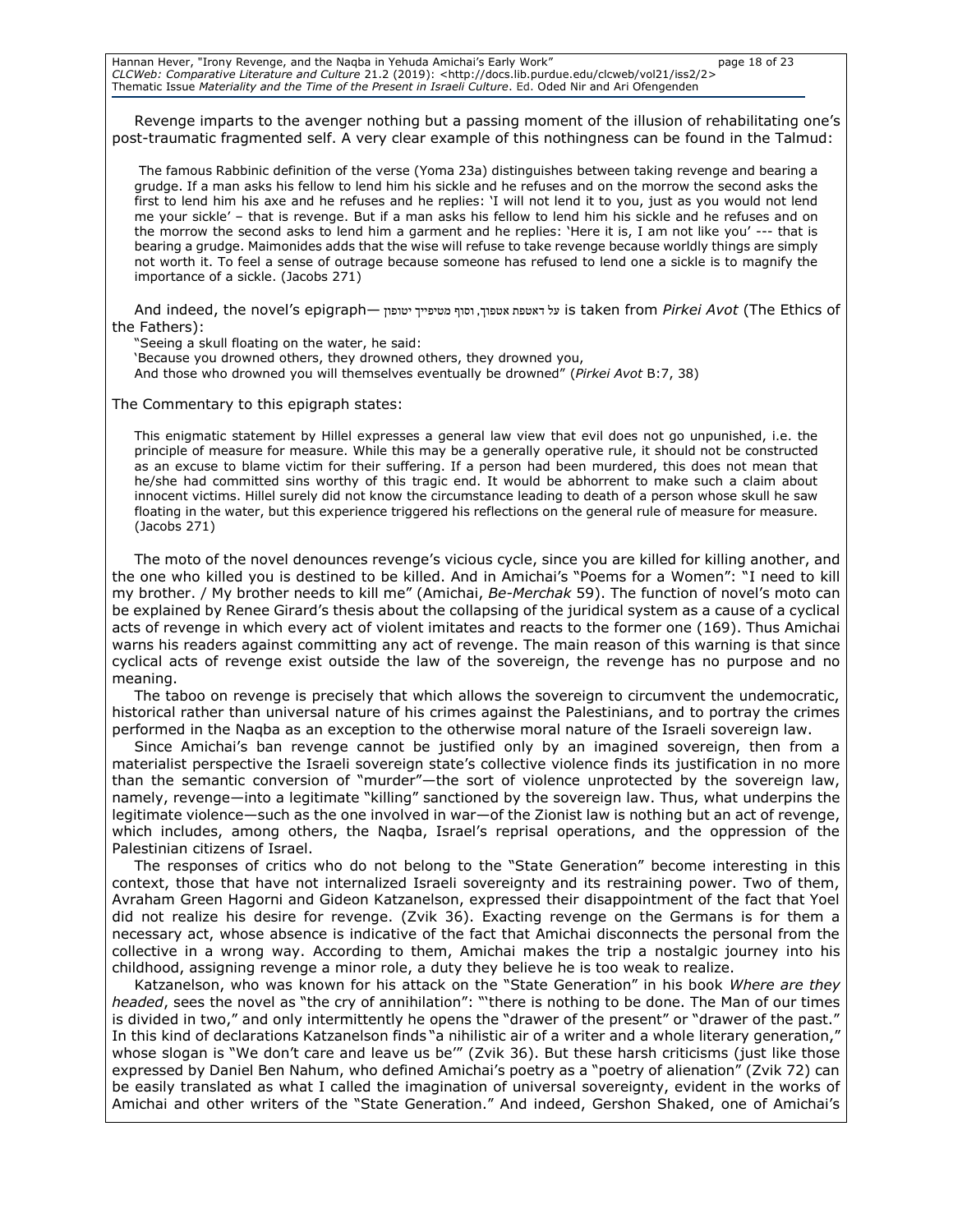Revenge imparts to the avenger nothing but a passing moment of the illusion of rehabilitating one's post-traumatic fragmented self. A very clear example of this nothingness can be found in the Talmud:

> The famous Rabbinic definition of the verse (Yoma 23a) distinguishes between taking revenge and bearing a grudge. If a man asks his fellow to lend him his sickle and he refuses and on the morrow the second asks the first to lend him his axe and he refuses and he replies: 'I will not lend it to you, just as you would not lend me your sickle' – that is revenge. But if a man asks his fellow to lend him his sickle and he refuses and on the morrow the second asks to lend him a garment and he replies: 'Here it is, I am not like you' --- that is bearing a grudge. Maimonides adds that the wise will refuse to take revenge because worldly things are simply not worth it. To feel a sense of outrage because someone has refused to lend one a sickle is to magnify the importance of a sickle. (Jacobs 271)

And indeed, the novel's epigraph— על דאטפת אטפוך, וסוף מטיפייך יטופון is taken from *Pirkei Avot* (The Ethics of the Fathers):

"Seeing a skull floating on the water, he said:
'Because you drowned others, they drowned others, they drowned you,
And those who drowned you will themselves eventually be drowned" (*Pirkei Avot* B:7, 38)

The Commentary to this epigraph states:

> This enigmatic statement by Hillel expresses a general law view that evil does not go unpunished, i.e. the principle of measure for measure. While this may be a generally operative rule, it should not be constructed as an excuse to blame victim for their suffering. If a person had been murdered, this does not mean that he/she had committed sins worthy of this tragic end. It would be abhorrent to make such a claim about innocent victims. Hillel surely did not know the circumstance leading to death of a person whose skull he saw floating in the water, but this experience triggered his reflections on the general rule of measure for measure. (Jacobs 271)

The moto of the novel denounces revenge's vicious cycle, since you are killed for killing another, and the one who killed you is destined to be killed. And in Amichai's "Poems for a Women": "I need to kill my brother. / My brother needs to kill me" (Amichai, *Be-Merchak* 59). The function of novel's moto can be explained by Renee Girard's thesis about the collapsing of the juridical system as a cause of a cyclical acts of revenge in which every act of violent imitates and reacts to the former one (169). Thus Amichai warns his readers against committing any act of revenge. The main reason of this warning is that since cyclical acts of revenge exist outside the law of the sovereign, the revenge has no purpose and no meaning.

The taboo on revenge is precisely that which allows the sovereign to circumvent the undemocratic, historical rather than universal nature of his crimes against the Palestinians, and to portray the crimes performed in the Naqba as an exception to the otherwise moral nature of the Israeli sovereign law.

Since Amichai's ban revenge cannot be justified only by an imagined sovereign, then from a materialist perspective the Israeli sovereign state's collective violence finds its justification in no more than the semantic conversion of "murder"—the sort of violence unprotected by the sovereign law, namely, revenge—into a legitimate "killing" sanctioned by the sovereign law. Thus, what underpins the legitimate violence—such as the one involved in war—of the Zionist law is nothing but an act of revenge, which includes, among others, the Naqba, Israel's reprisal operations, and the oppression of the Palestinian citizens of Israel.

The responses of critics who do not belong to the "State Generation" become interesting in this context, those that have not internalized Israeli sovereignty and its restraining power. Two of them, Avraham Green Hagorni and Gideon Katzanelson, expressed their disappointment of the fact that Yoel did not realize his desire for revenge. (Zvik 36). Exacting revenge on the Germans is for them a necessary act, whose absence is indicative of the fact that Amichai disconnects the personal from the collective in a wrong way. According to them, Amichai makes the trip a nostalgic journey into his childhood, assigning revenge a minor role, a duty they believe he is too weak to realize.

Katzanelson, who was known for his attack on the "State Generation" in his book *Where are they headed*, sees the novel as "the cry of annihilation": "'there is nothing to be done. The Man of our times is divided in two," and only intermittently he opens the "drawer of the present" or "drawer of the past." In this kind of declarations Katzanelson finds "a nihilistic air of a writer and a whole literary generation," whose slogan is "We don't care and leave us be'" (Zvik 36). But these harsh criticisms (just like those expressed by Daniel Ben Nahum, who defined Amichai's poetry as a "poetry of alienation" (Zvik 72) can be easily translated as what I called the imagination of universal sovereignty, evident in the works of Amichai and other writers of the "State Generation." And indeed, Gershon Shaked, one of Amichai's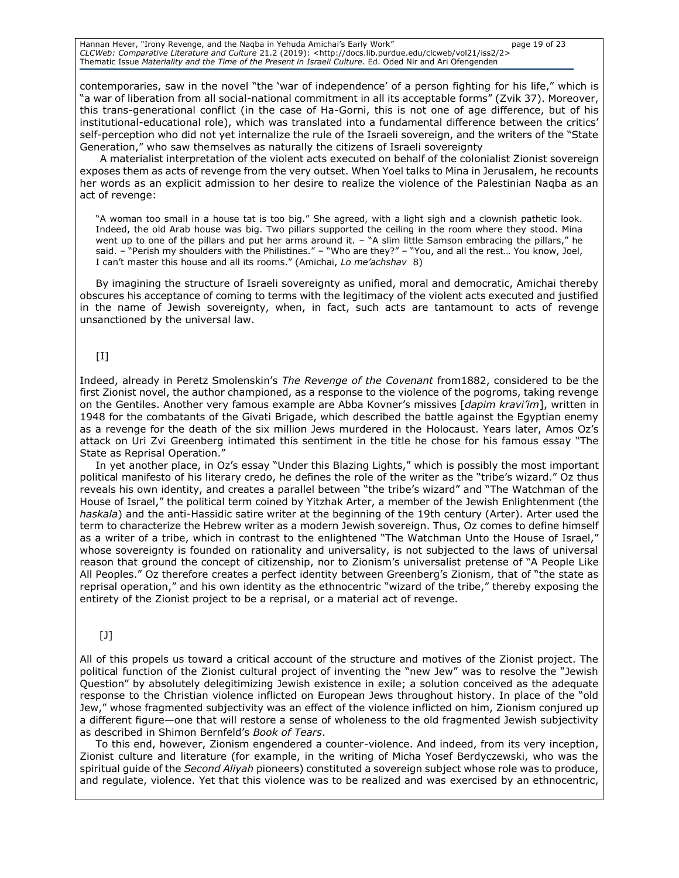contemporaries, saw in the novel "the 'war of independence' of a person fighting for his life," which is "a war of liberation from all social-national commitment in all its acceptable forms" (Zvik 37). Moreover, this trans-generational conflict (in the case of Ha-Gorni, this is not one of age difference, but of his institutional-educational role), which was translated into a fundamental difference between the critics' self-perception who did not yet internalize the rule of the Israeli sovereign, and the writers of the "State Generation," who saw themselves as naturally the citizens of Israeli sovereignty

A materialist interpretation of the violent acts executed on behalf of the colonialist Zionist sovereign exposes them as acts of revenge from the very outset. When Yoel talks to Mina in Jerusalem, he recounts her words as an explicit admission to her desire to realize the violence of the Palestinian Naqba as an act of revenge:

> "A woman too small in a house tat is too big." She agreed, with a light sigh and a clownish pathetic look. Indeed, the old Arab house was big. Two pillars supported the ceiling in the room where they stood. Mina went up to one of the pillars and put her arms around it. – "A slim little Samson embracing the pillars," he said. – "Perish my shoulders with the Philistines." – "Who are they?" – "You, and all the rest… You know, Joel, I can't master this house and all its rooms." (Amichai, *Lo me'achshav* 8)

By imagining the structure of Israeli sovereignty as unified, moral and democratic, Amichai thereby obscures his acceptance of coming to terms with the legitimacy of the violent acts executed and justified in the name of Jewish sovereignty, when, in fact, such acts are tantamount to acts of revenge unsanctioned by the universal law.

[I]

Indeed, already in Peretz Smolenskin's *The Revenge of the Covenant* from1882, considered to be the first Zionist novel, the author championed, as a response to the violence of the pogroms, taking revenge on the Gentiles. Another very famous example are Abba Kovner's missives [*dapim kravi'im*], written in 1948 for the combatants of the Givati Brigade, which described the battle against the Egyptian enemy as a revenge for the death of the six million Jews murdered in the Holocaust. Years later, Amos Oz's attack on Uri Zvi Greenberg intimated this sentiment in the title he chose for his famous essay "The State as Reprisal Operation."

In yet another place, in Oz's essay "Under this Blazing Lights," which is possibly the most important political manifesto of his literary credo, he defines the role of the writer as the "tribe's wizard." Oz thus reveals his own identity, and creates a parallel between "the tribe's wizard" and "The Watchman of the House of Israel," the political term coined by Yitzhak Arter, a member of the Jewish Enlightenment (the *haskala*) and the anti-Hassidic satire writer at the beginning of the 19th century (Arter). Arter used the term to characterize the Hebrew writer as a modern Jewish sovereign. Thus, Oz comes to define himself as a writer of a tribe, which in contrast to the enlightened "The Watchman Unto the House of Israel," whose sovereignty is founded on rationality and universality, is not subjected to the laws of universal reason that ground the concept of citizenship, nor to Zionism's universalist pretense of "A People Like All Peoples." Oz therefore creates a perfect identity between Greenberg's Zionism, that of "the state as reprisal operation," and his own identity as the ethnocentric "wizard of the tribe," thereby exposing the entirety of the Zionist project to be a reprisal, or a material act of revenge.

[J]

All of this propels us toward a critical account of the structure and motives of the Zionist project. The political function of the Zionist cultural project of inventing the "new Jew" was to resolve the "Jewish Question" by absolutely delegitimizing Jewish existence in exile; a solution conceived as the adequate response to the Christian violence inflicted on European Jews throughout history. In place of the "old Jew," whose fragmented subjectivity was an effect of the violence inflicted on him, Zionism conjured up a different figure—one that will restore a sense of wholeness to the old fragmented Jewish subjectivity as described in Shimon Bernfeld's *Book of Tears*.

To this end, however, Zionism engendered a counter-violence. And indeed, from its very inception, Zionist culture and literature (for example, in the writing of Micha Yosef Berdyczewski, who was the spiritual guide of the *Second Aliyah* pioneers) constituted a sovereign subject whose role was to produce, and regulate, violence. Yet that this violence was to be realized and was exercised by an ethnocentric,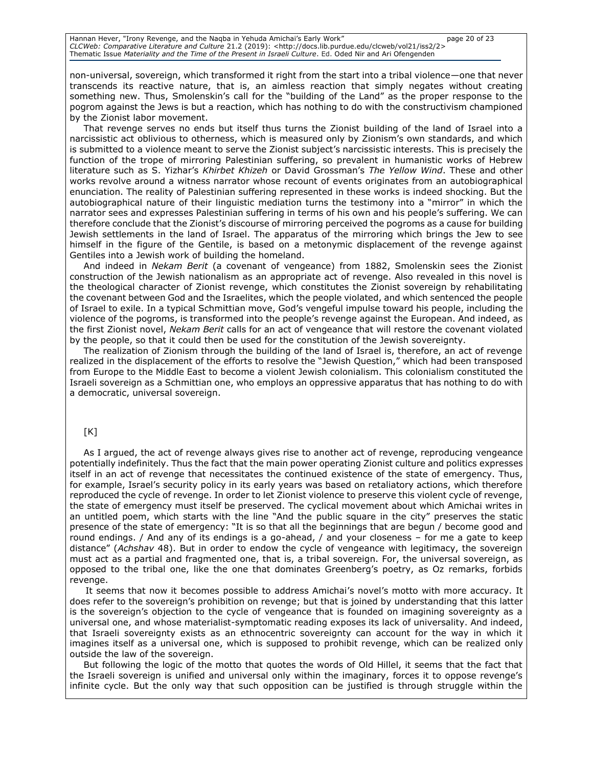non-universal, sovereign, which transformed it right from the start into a tribal violence—one that never transcends its reactive nature, that is, an aimless reaction that simply negates without creating something new. Thus, Smolenskin's call for the "building of the Land" as the proper response to the pogrom against the Jews is but a reaction, which has nothing to do with the constructivism championed by the Zionist labor movement.

That revenge serves no ends but itself thus turns the Zionist building of the land of Israel into a narcissistic act oblivious to otherness, which is measured only by Zionism's own standards, and which is submitted to a violence meant to serve the Zionist subject's narcissistic interests. This is precisely the function of the trope of mirroring Palestinian suffering, so prevalent in humanistic works of Hebrew literature such as S. Yizhar's *Khirbet Khizeh* or David Grossman's *The Yellow Wind*. These and other works revolve around a witness narrator whose recount of events originates from an autobiographical enunciation. The reality of Palestinian suffering represented in these works is indeed shocking. But the autobiographical nature of their linguistic mediation turns the testimony into a "mirror" in which the narrator sees and expresses Palestinian suffering in terms of his own and his people's suffering. We can therefore conclude that the Zionist's discourse of mirroring perceived the pogroms as a cause for building Jewish settlements in the land of Israel. The apparatus of the mirroring which brings the Jew to see himself in the figure of the Gentile, is based on a metonymic displacement of the revenge against Gentiles into a Jewish work of building the homeland.

And indeed in *Nekam Berit* (a covenant of vengeance) from 1882, Smolenskin sees the Zionist construction of the Jewish nationalism as an appropriate act of revenge. Also revealed in this novel is the theological character of Zionist revenge, which constitutes the Zionist sovereign by rehabilitating the covenant between God and the Israelites, which the people violated, and which sentenced the people of Israel to exile. In a typical Schmittian move, God's vengeful impulse toward his people, including the violence of the pogroms, is transformed into the people's revenge against the European. And indeed, as the first Zionist novel, *Nekam Berit* calls for an act of vengeance that will restore the covenant violated by the people, so that it could then be used for the constitution of the Jewish sovereignty.

The realization of Zionism through the building of the land of Israel is, therefore, an act of revenge realized in the displacement of the efforts to resolve the "Jewish Question," which had been transposed from Europe to the Middle East to become a violent Jewish colonialism. This colonialism constituted the Israeli sovereign as a Schmittian one, who employs an oppressive apparatus that has nothing to do with a democratic, universal sovereign.

[K]

As I argued, the act of revenge always gives rise to another act of revenge, reproducing vengeance potentially indefinitely. Thus the fact that the main power operating Zionist culture and politics expresses itself in an act of revenge that necessitates the continued existence of the state of emergency. Thus, for example, Israel's security policy in its early years was based on retaliatory actions, which therefore reproduced the cycle of revenge. In order to let Zionist violence to preserve this violent cycle of revenge, the state of emergency must itself be preserved. The cyclical movement about which Amichai writes in an untitled poem, which starts with the line "And the public square in the city" preserves the static presence of the state of emergency: "It is so that all the beginnings that are begun / become good and round endings. / And any of its endings is a go-ahead, / and your closeness – for me a gate to keep distance" (*Achshav* 48). But in order to endow the cycle of vengeance with legitimacy, the sovereign must act as a partial and fragmented one, that is, a tribal sovereign. For, the universal sovereign, as opposed to the tribal one, like the one that dominates Greenberg's poetry, as Oz remarks, forbids revenge.

It seems that now it becomes possible to address Amichai's novel's motto with more accuracy. It does refer to the sovereign's prohibition on revenge; but that is joined by understanding that this latter is the sovereign's objection to the cycle of vengeance that is founded on imagining sovereignty as a universal one, and whose materialist-symptomatic reading exposes its lack of universality. And indeed, that Israeli sovereignty exists as an ethnocentric sovereignty can account for the way in which it imagines itself as a universal one, which is supposed to prohibit revenge, which can be realized only outside the law of the sovereign.

But following the logic of the motto that quotes the words of Old Hillel, it seems that the fact that the Israeli sovereign is unified and universal only within the imaginary, forces it to oppose revenge's infinite cycle. But the only way that such opposition can be justified is through struggle within the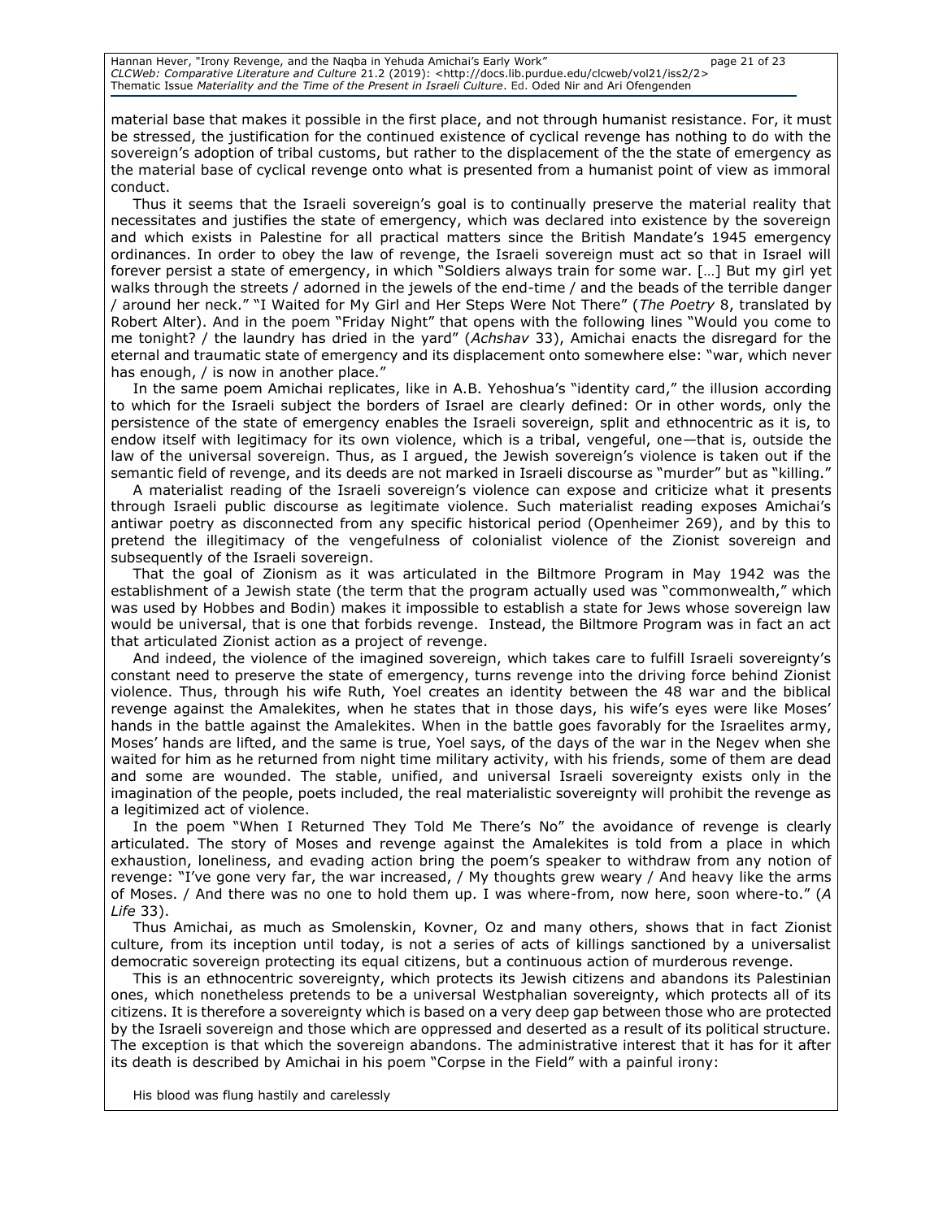material base that makes it possible in the first place, and not through humanist resistance. For, it must be stressed, the justification for the continued existence of cyclical revenge has nothing to do with the sovereign's adoption of tribal customs, but rather to the displacement of the the state of emergency as the material base of cyclical revenge onto what is presented from a humanist point of view as immoral conduct.

Thus it seems that the Israeli sovereign's goal is to continually preserve the material reality that necessitates and justifies the state of emergency, which was declared into existence by the sovereign and which exists in Palestine for all practical matters since the British Mandate's 1945 emergency ordinances. In order to obey the law of revenge, the Israeli sovereign must act so that in Israel will forever persist a state of emergency, in which "Soldiers always train for some war. […] But my girl yet walks through the streets / adorned in the jewels of the end-time / and the beads of the terrible danger / around her neck." "I Waited for My Girl and Her Steps Were Not There" (*The Poetry* 8, translated by Robert Alter). And in the poem "Friday Night" that opens with the following lines "Would you come to me tonight? / the laundry has dried in the yard" (*Achshav* 33), Amichai enacts the disregard for the eternal and traumatic state of emergency and its displacement onto somewhere else: "war, which never has enough, / is now in another place."

In the same poem Amichai replicates, like in A.B. Yehoshua's "identity card," the illusion according to which for the Israeli subject the borders of Israel are clearly defined: Or in other words, only the persistence of the state of emergency enables the Israeli sovereign, split and ethnocentric as it is, to endow itself with legitimacy for its own violence, which is a tribal, vengeful, one—that is, outside the law of the universal sovereign. Thus, as I argued, the Jewish sovereign's violence is taken out if the semantic field of revenge, and its deeds are not marked in Israeli discourse as "murder" but as "killing."

A materialist reading of the Israeli sovereign's violence can expose and criticize what it presents through Israeli public discourse as legitimate violence. Such materialist reading exposes Amichai's antiwar poetry as disconnected from any specific historical period (Openheimer 269), and by this to pretend the illegitimacy of the vengefulness of colonialist violence of the Zionist sovereign and subsequently of the Israeli sovereign.

That the goal of Zionism as it was articulated in the Biltmore Program in May 1942 was the establishment of a Jewish state (the term that the program actually used was "commonwealth," which was used by Hobbes and Bodin) makes it impossible to establish a state for Jews whose sovereign law would be universal, that is one that forbids revenge. Instead, the Biltmore Program was in fact an act that articulated Zionist action as a project of revenge.

And indeed, the violence of the imagined sovereign, which takes care to fulfill Israeli sovereignty's constant need to preserve the state of emergency, turns revenge into the driving force behind Zionist violence. Thus, through his wife Ruth, Yoel creates an identity between the 48 war and the biblical revenge against the Amalekites, when he states that in those days, his wife's eyes were like Moses' hands in the battle against the Amalekites. When in the battle goes favorably for the Israelites army, Moses' hands are lifted, and the same is true, Yoel says, of the days of the war in the Negev when she waited for him as he returned from night time military activity, with his friends, some of them are dead and some are wounded. The stable, unified, and universal Israeli sovereignty exists only in the imagination of the people, poets included, the real materialistic sovereignty will prohibit the revenge as a legitimized act of violence.

In the poem "When I Returned They Told Me There's No" the avoidance of revenge is clearly articulated. The story of Moses and revenge against the Amalekites is told from a place in which exhaustion, loneliness, and evading action bring the poem's speaker to withdraw from any notion of revenge: "I've gone very far, the war increased, / My thoughts grew weary / And heavy like the arms of Moses. / And there was no one to hold them up. I was where-from, now here, soon where-to." (*A Life* 33).

Thus Amichai, as much as Smolenskin, Kovner, Oz and many others, shows that in fact Zionist culture, from its inception until today, is not a series of acts of killings sanctioned by a universalist democratic sovereign protecting its equal citizens, but a continuous action of murderous revenge.

This is an ethnocentric sovereignty, which protects its Jewish citizens and abandons its Palestinian ones, which nonetheless pretends to be a universal Westphalian sovereignty, which protects all of its citizens. It is therefore a sovereignty which is based on a very deep gap between those who are protected by the Israeli sovereign and those which are oppressed and deserted as a result of its political structure. The exception is that which the sovereign abandons. The administrative interest that it has for it after its death is described by Amichai in his poem "Corpse in the Field" with a painful irony:

His blood was flung hastily and carelessly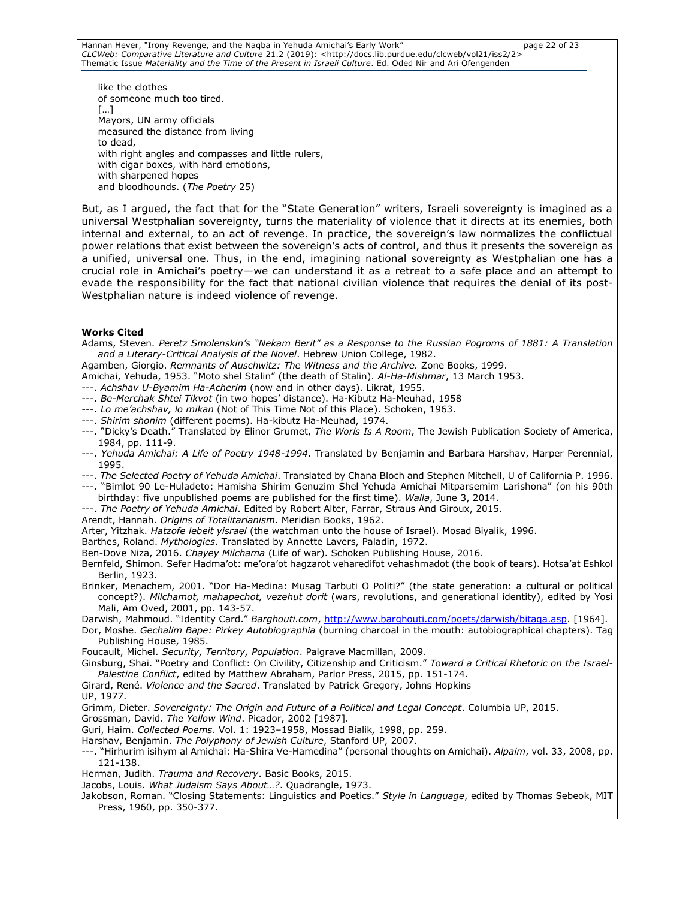like the clothes  
of someone much too tired.  
[…]  
Mayors, UN army officials  
measured the distance from living  
to dead,  
with right angles and compasses and little rulers,  
with cigar boxes, with hard emotions,  
with sharpened hopes  
and bloodhounds. (*The Poetry* 25)

But, as I argued, the fact that for the "State Generation" writers, Israeli sovereignty is imagined as a universal Westphalian sovereignty, turns the materiality of violence that it directs at its enemies, both internal and external, to an act of revenge. In practice, the sovereign's law normalizes the conflictual power relations that exist between the sovereign's acts of control, and thus it presents the sovereign as a unified, universal one. Thus, in the end, imagining national sovereignty as Westphalian one has a crucial role in Amichai's poetry—we can understand it as a retreat to a safe place and an attempt to evade the responsibility for the fact that national civilian violence that requires the denial of its post-Westphalian nature is indeed violence of revenge.

**Works Cited**

Adams, Steven. *Peretz Smolenskin's "Nekam Berit" as a Response to the Russian Pogroms of 1881: A Translation and a Literary-Critical Analysis of the Novel*. Hebrew Union College, 1982.

Agamben, Giorgio. *Remnants of Auschwitz: The Witness and the Archive.* Zone Books, 1999.

Amichai, Yehuda, 1953. "Moto shel Stalin" (the death of Stalin). *Al-Ha-Mishmar*, 13 March 1953.

---. *Achshav U-Byamim Ha-Acherim* (now and in other days). Likrat, 1955.

---. *Be-Merchak Shtei Tikvot* (in two hopes' distance). Ha-Kibutz Ha-Meuhad, 1958

---. *Lo me'achshav, lo mikan* (Not of This Time Not of this Place). Schoken, 1963.

---. *Shirim shonim* (different poems). Ha-kibutz Ha-Meuhad, 1974.

---. "Dicky's Death." Translated by Elinor Grumet, *The Worls Is A Room*, The Jewish Publication Society of America, 1984, pp. 111-9.

---. *Yehuda Amichai: A Life of Poetry 1948-1994*. Translated by Benjamin and Barbara Harshav, Harper Perennial, 1995.

---. *The Selected Poetry of Yehuda Amichai*. Translated by Chana Bloch and Stephen Mitchell, U of California P. 1996.

---. "Bimlot 90 Le-Huladeto: Hamisha Shirim Genuzim Shel Yehuda Amichai Mitparsemim Larishona" (on his 90th birthday: five unpublished poems are published for the first time). *Walla*, June 3, 2014.

---. *The Poetry of Yehuda Amichai*. Edited by Robert Alter, Farrar, Straus And Giroux, 2015.

Arendt, Hannah. *Origins of Totalitarianism*. Meridian Books, 1962.

Arter, Yitzhak. *Hatzofe lebeit yisrael* (the watchman unto the house of Israel). Mosad Biyalik, 1996.

Barthes, Roland. *Mythologies*. Translated by Annette Lavers, Paladin, 1972.

Ben-Dove Niza, 2016. *Chayey Milchama* (Life of war). Schoken Publishing House, 2016.

Bernfeld, Shimon. Sefer Hadma'ot: me'ora'ot hagzarot veharedifot vehashmadot (the book of tears). Hotsa'at Eshkol Berlin, 1923.

Brinker, Menachem, 2001. "Dor Ha-Medina: Musag Tarbuti O Politi?" (the state generation: a cultural or political concept?). *Milchamot, mahapechot, vezehut dorit* (wars, revolutions, and generational identity), edited by Yosi Mali, Am Oved, 2001, pp. 143-57.

Darwish, Mahmoud. "Identity Card." *Barghouti.com*, http://www.barghouti.com/poets/darwish/bitaqa.asp. [1964].

Dor, Moshe. *Gechalim Bape: Pirkey Autobiographia* (burning charcoal in the mouth: autobiographical chapters). Tag Publishing House, 1985.

Foucault, Michel. *Security, Territory, Population*. Palgrave Macmillan, 2009.

Ginsburg, Shai. "Poetry and Conflict: On Civility, Citizenship and Criticism." *Toward a Critical Rhetoric on the Israel-Palestine Conflict*, edited by Matthew Abraham, Parlor Press, 2015, pp. 151-174.

Girard, René. *Violence and the Sacred*. Translated by Patrick Gregory, Johns Hopkins UP, 1977.

Grimm, Dieter. *Sovereignty: The Origin and Future of a Political and Legal Concept*. Columbia UP, 2015.

Grossman, David. *The Yellow Wind*. Picador, 2002 [1987].

Guri, Haim. *Collected Poems*. Vol. 1: 1923–1958, Mossad Bialik*,* 1998, pp. 259.

Harshav, Benjamin. *The Polyphony of Jewish Culture*, Stanford UP, 2007.

---. "Hirhurim isihym al Amichai: Ha-Shira Ve-Hamedina" (personal thoughts on Amichai). *Alpaim*, vol. 33, 2008, pp. 121-138.

Herman, Judith. *Trauma and Recovery*. Basic Books, 2015.

Jacobs, Louis*. What Judaism Says About…?*. Quadrangle, 1973.

Jakobson, Roman. "Closing Statements: Linguistics and Poetics." *Style in Language*, edited by Thomas Sebeok, MIT Press, 1960, pp. 350-377.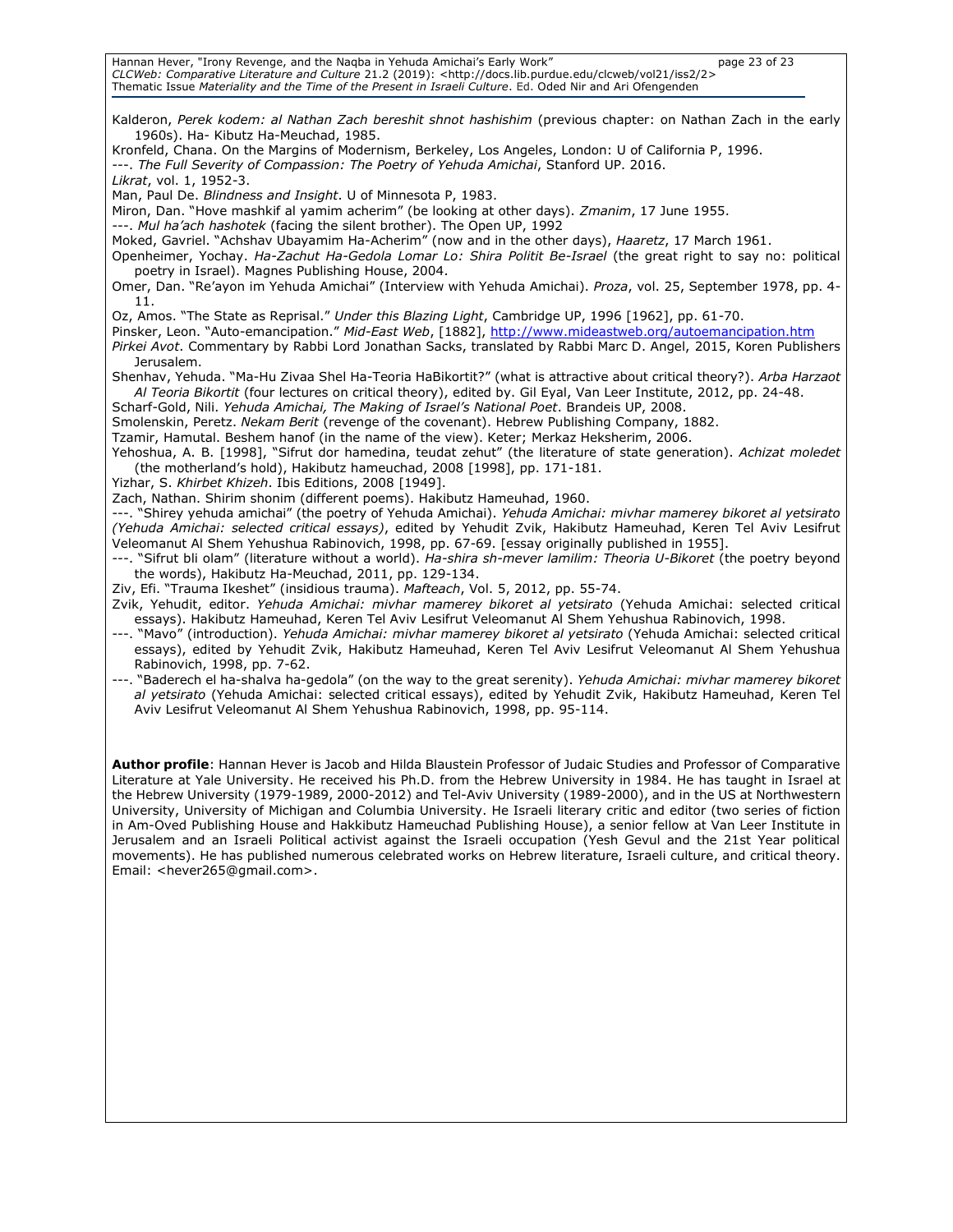Kalderon, *Perek kodem: al Nathan Zach bereshit shnot hashishim* (previous chapter: on Nathan Zach in the early 1960s). Ha- Kibutz Ha-Meuchad, 1985.

Kronfeld, Chana. On the Margins of Modernism, Berkeley, Los Angeles, London: U of California P, 1996.

---. *The Full Severity of Compassion: The Poetry of Yehuda Amichai*, Stanford UP. 2016.

*Likrat*, vol. 1, 1952-3.

Man, Paul De. *Blindness and Insight*. U of Minnesota P, 1983.

Miron, Dan. "Hove mashkif al yamim acherim" (be looking at other days). *Zmanim*, 17 June 1955.

---. *Mul ha'ach hashotek* (facing the silent brother). The Open UP, 1992

Moked, Gavriel. "Achshav Ubayamim Ha-Acherim" (now and in the other days), *Haaretz*, 17 March 1961.

Openheimer, Yochay. *Ha-Zachut Ha-Gedola Lomar Lo: Shira Politit Be-Israel* (the great right to say no: political poetry in Israel). Magnes Publishing House, 2004.

Omer, Dan. "Re'ayon im Yehuda Amichai" (Interview with Yehuda Amichai). *Proza*, vol. 25, September 1978, pp. 4-11.

Oz, Amos. "The State as Reprisal." *Under this Blazing Light*, Cambridge UP, 1996 [1962], pp. 61-70.

Pinsker, Leon. "Auto-emancipation." *Mid-East Web*, [1882], http://www.mideastweb.org/autoemancipation.htm

*Pirkei Avot*. Commentary by Rabbi Lord Jonathan Sacks, translated by Rabbi Marc D. Angel, 2015, Koren Publishers Jerusalem.

Shenhav, Yehuda. "Ma-Hu Zivaa Shel Ha-Teoria HaBikortit?" (what is attractive about critical theory?). *Arba Harzaot Al Teoria Bikortit* (four lectures on critical theory), edited by. Gil Eyal, Van Leer Institute, 2012, pp. 24-48.

Scharf-Gold, Nili. *Yehuda Amichai, The Making of Israel's National Poet*. Brandeis UP, 2008.

Smolenskin, Peretz. *Nekam Berit* (revenge of the covenant). Hebrew Publishing Company, 1882.

Tzamir, Hamutal. Beshem hanof (in the name of the view). Keter; Merkaz Heksherim, 2006.

Yehoshua, A. B. [1998], "Sifrut dor hamedina, teudat zehut" (the literature of state generation). *Achizat moledet* (the motherland's hold), Hakibutz hameuchad, 2008 [1998], pp. 171-181.

Yizhar, S. *Khirbet Khizeh*. Ibis Editions, 2008 [1949].

Zach, Nathan. Shirim shonim (different poems). Hakibutz Hameuhad, 1960.

---. "Shirey yehuda amichai" (the poetry of Yehuda Amichai). *Yehuda Amichai: mivhar mamerey bikoret al yetsirato (Yehuda Amichai: selected critical essays)*, edited by Yehudit Zvik, Hakibutz Hameuhad, Keren Tel Aviv Lesifrut Veleomanut Al Shem Yehushua Rabinovich, 1998, pp. 67-69. [essay originally published in 1955].

---. "Sifrut bli olam" (literature without a world). *Ha-shira sh-mever lamilim: Theoria U-Bikoret* (the poetry beyond the words), Hakibutz Ha-Meuchad, 2011, pp. 129-134.

Ziv, Efi. "Trauma Ikeshet" (insidious trauma). *Mafteach*, Vol. 5, 2012, pp. 55-74.

Zvik, Yehudit, editor. *Yehuda Amichai: mivhar mamerey bikoret al yetsirato* (Yehuda Amichai: selected critical essays). Hakibutz Hameuhad, Keren Tel Aviv Lesifrut Veleomanut Al Shem Yehushua Rabinovich, 1998.

---. "Mavo" (introduction). *Yehuda Amichai: mivhar mamerey bikoret al yetsirato* (Yehuda Amichai: selected critical essays), edited by Yehudit Zvik, Hakibutz Hameuhad, Keren Tel Aviv Lesifrut Veleomanut Al Shem Yehushua Rabinovich, 1998, pp. 7-62.

---. "Baderech el ha-shalva ha-gedola" (on the way to the great serenity). *Yehuda Amichai: mivhar mamerey bikoret al yetsirato* (Yehuda Amichai: selected critical essays), edited by Yehudit Zvik, Hakibutz Hameuhad, Keren Tel Aviv Lesifrut Veleomanut Al Shem Yehushua Rabinovich, 1998, pp. 95-114.

**Author profile**: Hannan Hever is Jacob and Hilda Blaustein Professor of Judaic Studies and Professor of Comparative Literature at Yale University. He received his Ph.D. from the Hebrew University in 1984. He has taught in Israel at the Hebrew University (1979-1989, 2000-2012) and Tel-Aviv University (1989-2000), and in the US at Northwestern University, University of Michigan and Columbia University. He Israeli literary critic and editor (two series of fiction in Am-Oved Publishing House and Hakkibutz Hameuchad Publishing House), a senior fellow at Van Leer Institute in Jerusalem and an Israeli Political activist against the Israeli occupation (Yesh Gevul and the 21st Year political movements). He has published numerous celebrated works on Hebrew literature, Israeli culture, and critical theory. Email: <hever265@gmail.com>.